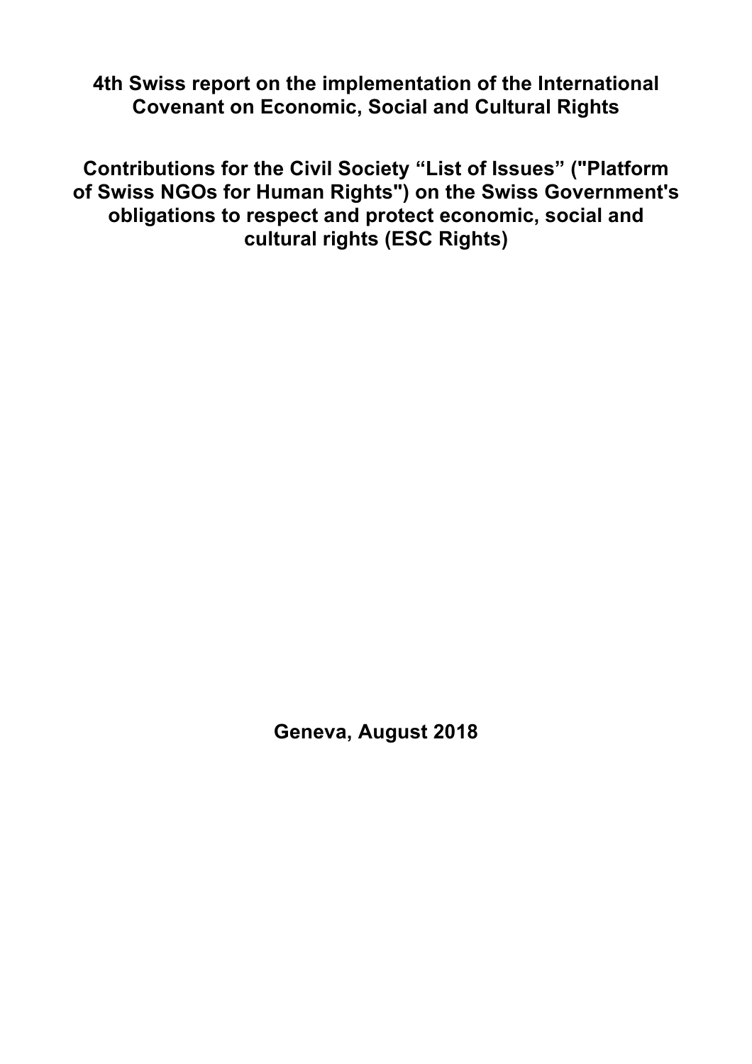# 4th Swiss report on the implementation of the International Covenant on Economic, Social and Cultural Rights

# Contributions for the Civil Society "List of Issues" ("Platform of Swiss NGOs for Human Rights") on the Swiss Government's obligations to respect and protect economic, social and cultural rights (ESC Rights)

**Geneva, August 2018**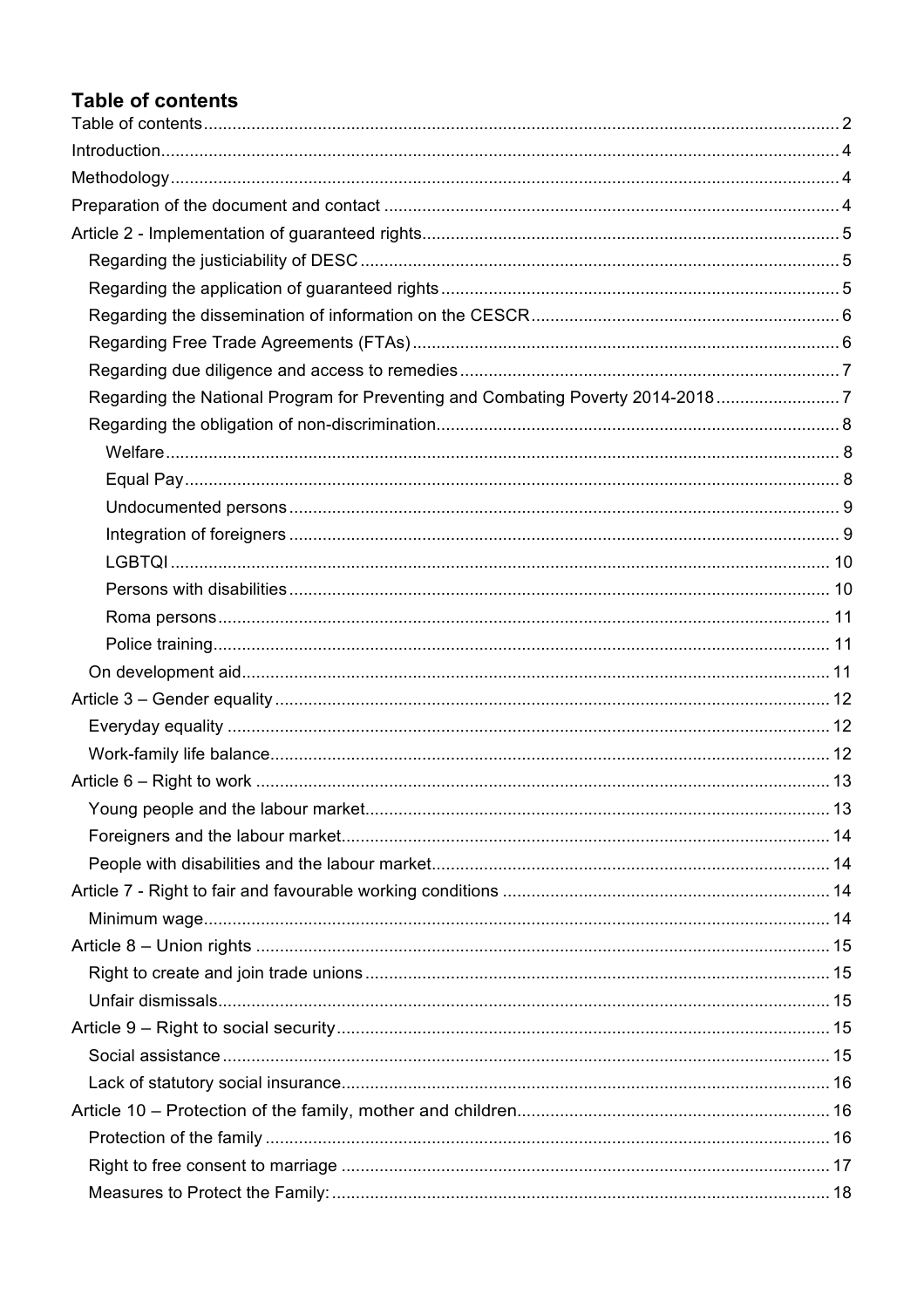## Table of contents

- Table of contents ..... 2
- Introduction ..... 4
- Methodology ..... 4
- Preparation of the document and contact ..... 4
- Article 2 - Implementation of guaranteed rights ..... 5
  - Regarding the justiciability of DESC ..... 5
  - Regarding the application of guaranteed rights ..... 5
  - Regarding the dissemination of information on the CESCR ..... 6
  - Regarding Free Trade Agreements (FTAs) ..... 6
  - Regarding due diligence and access to remedies ..... 7
  - Regarding the National Program for Preventing and Combating Poverty 2014-2018 ..... 7
  - Regarding the obligation of non-discrimination ..... 8
    - Welfare ..... 8
    - Equal Pay ..... 8
    - Undocumented persons ..... 9
    - Integration of foreigners ..... 9
    - LGBTQI ..... 10
    - Persons with disabilities ..... 10
    - Roma persons ..... 11
    - Police training ..... 11
  - On development aid ..... 11
- Article 3 – Gender equality ..... 12
  - Everyday equality ..... 12
  - Work-family life balance ..... 12
- Article 6 – Right to work ..... 13
  - Young people and the labour market ..... 13
  - Foreigners and the labour market ..... 14
  - People with disabilities and the labour market ..... 14
- Article 7 - Right to fair and favourable working conditions ..... 14
  - Minimum wage ..... 14
- Article 8 – Union rights ..... 15
  - Right to create and join trade unions ..... 15
  - Unfair dismissals ..... 15
- Article 9 – Right to social security ..... 15
  - Social assistance ..... 15
  - Lack of statutory social insurance ..... 16
- Article 10 – Protection of the family, mother and children ..... 16
  - Protection of the family ..... 16
  - Right to free consent to marriage ..... 17
  - Measures to Protect the Family: ..... 18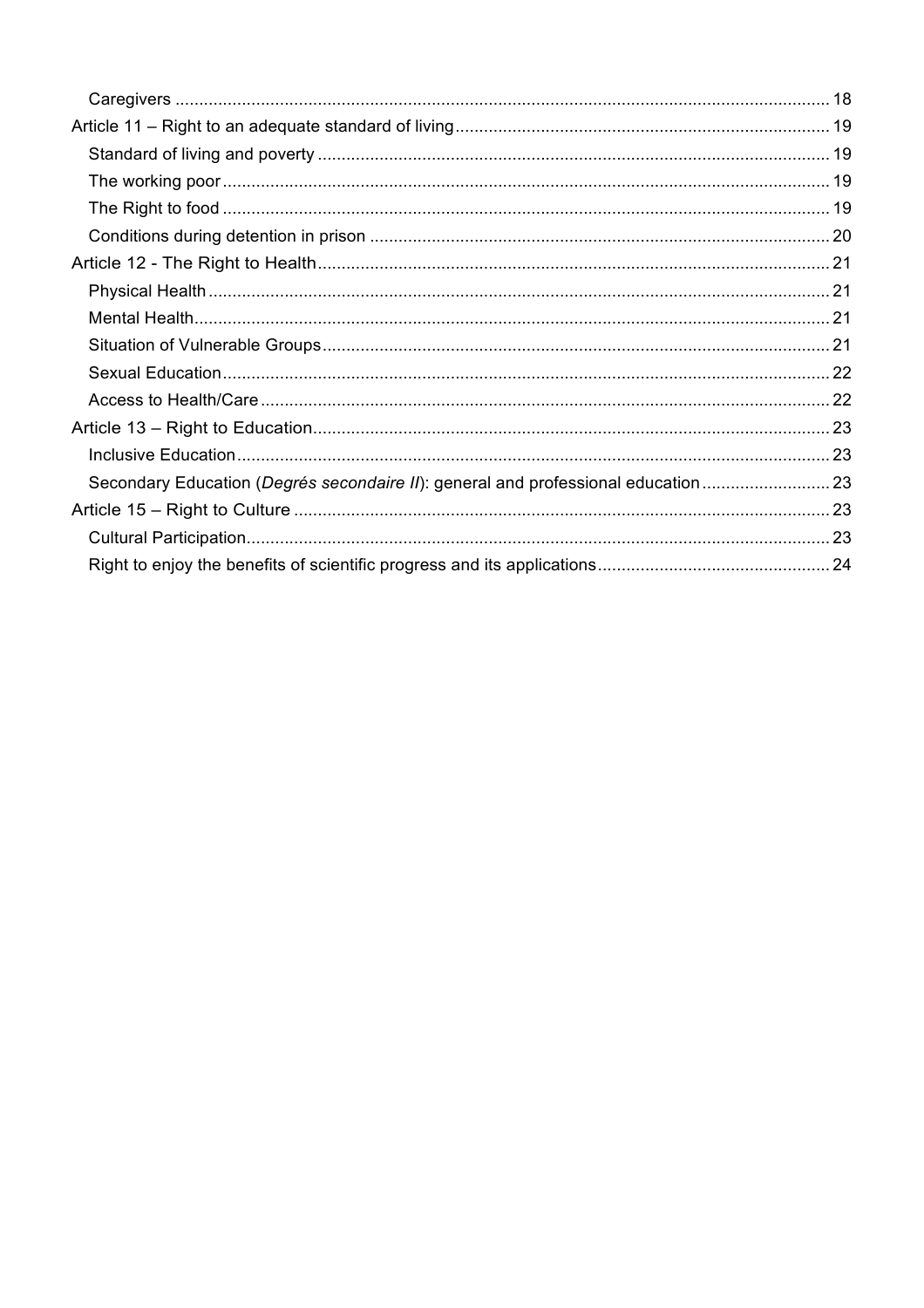Caregivers ........................................................................................................................................ 18
Article 11 – Right to an adequate standard of living ............................................................................. 19
Standard of living and poverty .......................................................................................................... 19
The working poor ............................................................................................................................. 19
The Right to food .............................................................................................................................. 19
Conditions during detention in prison ............................................................................................... 20
Article 12 - The Right to Health ......................................................................................................... 21
Physical Health ................................................................................................................................. 21
Mental Health .................................................................................................................................... 21
Situation of Vulnerable Groups ......................................................................................................... 21
Sexual Education .............................................................................................................................. 22
Access to Health/Care ...................................................................................................................... 22
Article 13 – Right to Education ........................................................................................................... 23
Inclusive Education ........................................................................................................................... 23
Secondary Education (*Degrés secondaire II*): general and professional education .......................... 23
Article 15 – Right to Culture ............................................................................................................... 23
Cultural Participation ......................................................................................................................... 23
Right to enjoy the benefits of scientific progress and its applications ................................................ 24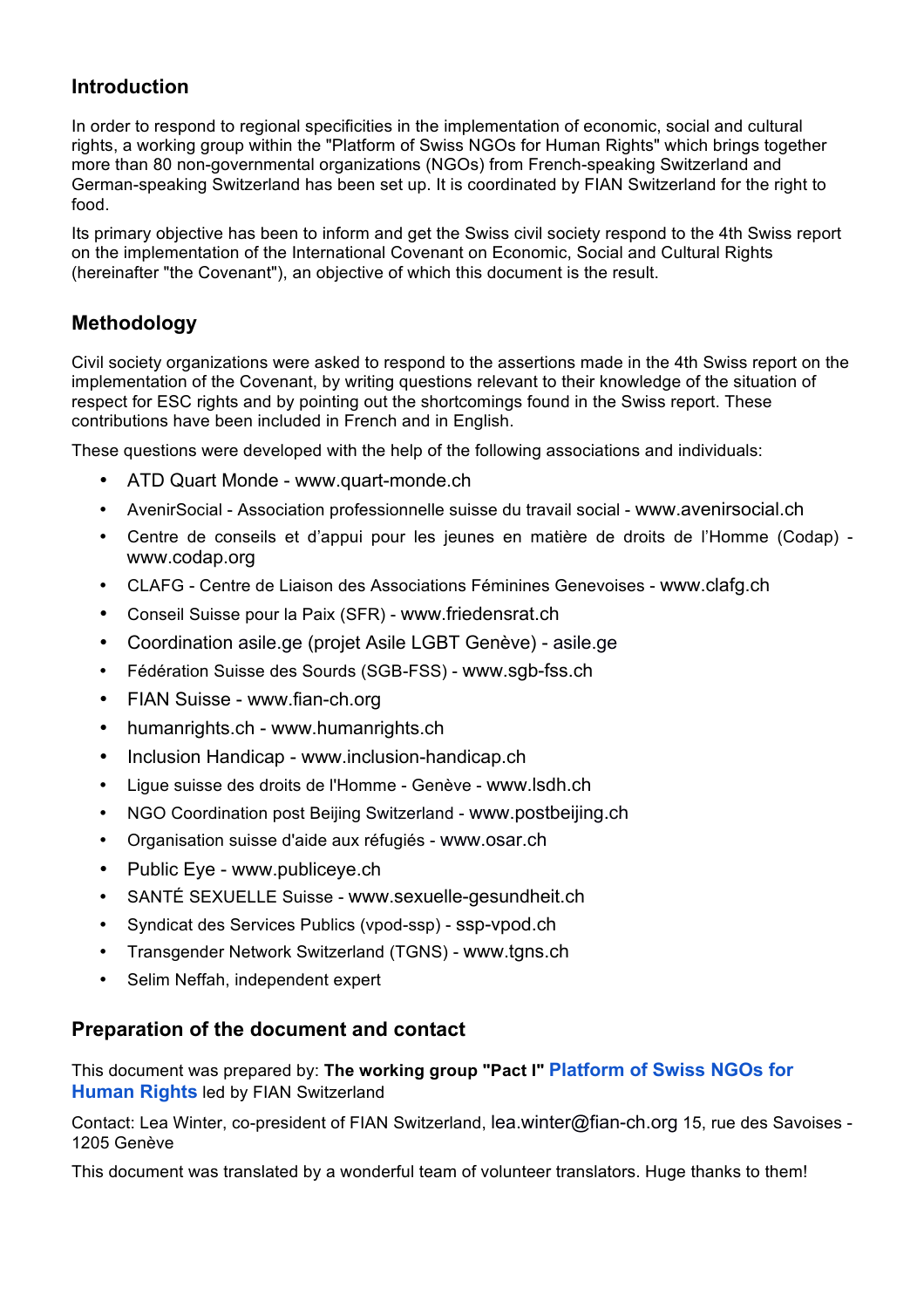## Introduction

In order to respond to regional specificities in the implementation of economic, social and cultural rights, a working group within the "Platform of Swiss NGOs for Human Rights" which brings together more than 80 non-governmental organizations (NGOs) from French-speaking Switzerland and German-speaking Switzerland has been set up. It is coordinated by FIAN Switzerland for the right to food.

Its primary objective has been to inform and get the Swiss civil society respond to the 4th Swiss report on the implementation of the International Covenant on Economic, Social and Cultural Rights (hereinafter "the Covenant"), an objective of which this document is the result.

## Methodology

Civil society organizations were asked to respond to the assertions made in the 4th Swiss report on the implementation of the Covenant, by writing questions relevant to their knowledge of the situation of respect for ESC rights and by pointing out the shortcomings found in the Swiss report. These contributions have been included in French and in English.

These questions were developed with the help of the following associations and individuals:

- ATD Quart Monde - www.quart-monde.ch
- AvenirSocial - Association professionnelle suisse du travail social - www.avenirsocial.ch
- Centre de conseils et d'appui pour les jeunes en matière de droits de l'Homme (Codap) - www.codap.org
- CLAFG - Centre de Liaison des Associations Féminines Genevoises - www.clafg.ch
- Conseil Suisse pour la Paix (SFR) - www.friedensrat.ch
- Coordination asile.ge (projet Asile LGBT Genève) - asile.ge
- Fédération Suisse des Sourds (SGB-FSS) - www.sgb-fss.ch
- FIAN Suisse - www.fian-ch.org
- humanrights.ch - www.humanrights.ch
- Inclusion Handicap - www.inclusion-handicap.ch
- Ligue suisse des droits de l'Homme - Genève - www.lsdh.ch
- NGO Coordination post Beijing Switzerland - www.postbeijing.ch
- Organisation suisse d'aide aux réfugiés - www.osar.ch
- Public Eye - www.publiceye.ch
- SANTÉ SEXUELLE Suisse - www.sexuelle-gesundheit.ch
- Syndicat des Services Publics (vpod-ssp) - ssp-vpod.ch
- Transgender Network Switzerland (TGNS) - www.tgns.ch
- Selim Neffah, independent expert

## Preparation of the document and contact

This document was prepared by: **The working group "Pact I" Platform of Swiss NGOs for Human Rights** led by FIAN Switzerland

Contact: Lea Winter, co-president of FIAN Switzerland, lea.winter@fian-ch.org 15, rue des Savoises - 1205 Genève

This document was translated by a wonderful team of volunteer translators. Huge thanks to them!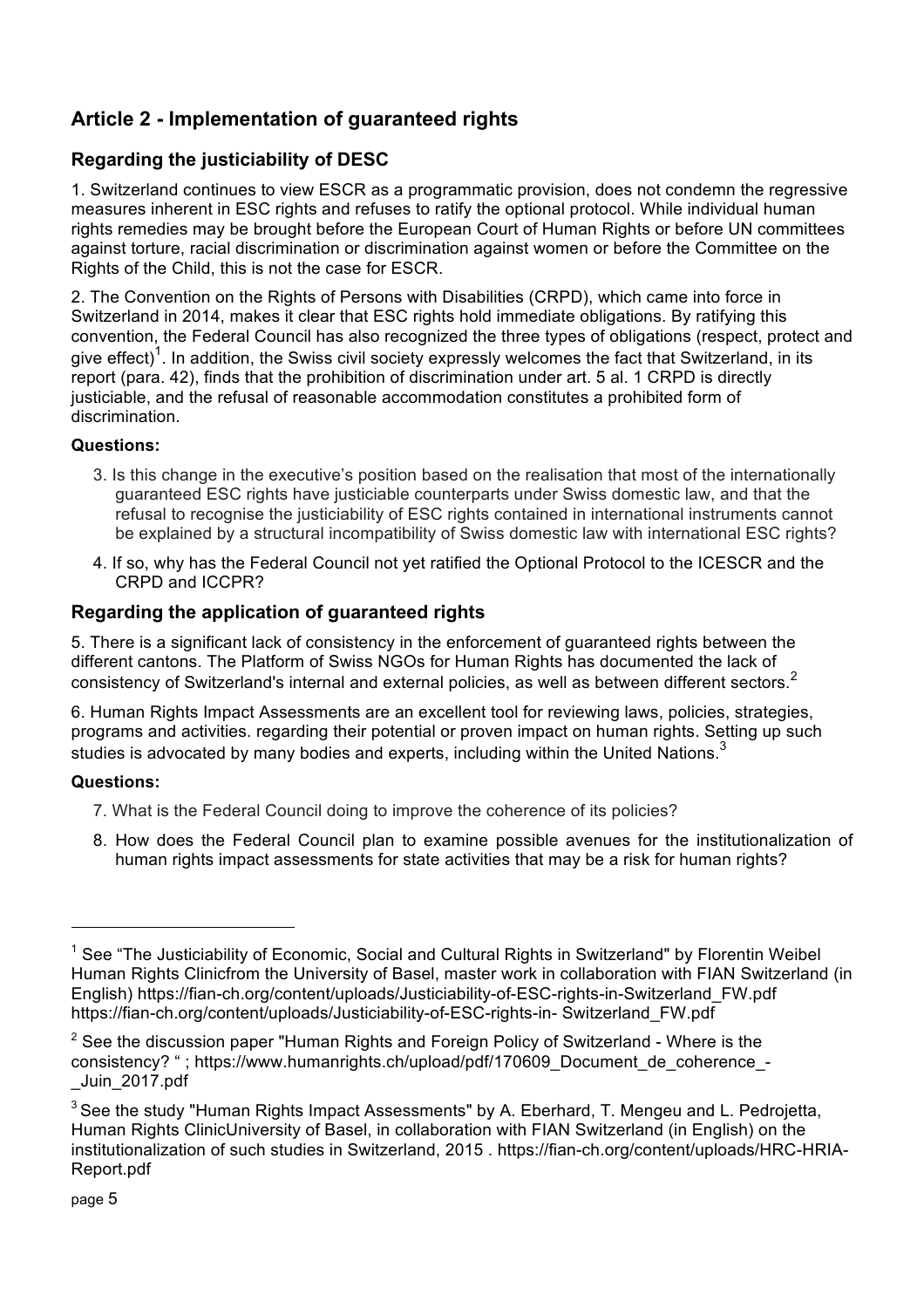## Article 2 - Implementation of guaranteed rights

### Regarding the justiciability of DESC

1. Switzerland continues to view ESCR as a programmatic provision, does not condemn the regressive measures inherent in ESC rights and refuses to ratify the optional protocol. While individual human rights remedies may be brought before the European Court of Human Rights or before UN committees against torture, racial discrimination or discrimination against women or before the Committee on the Rights of the Child, this is not the case for ESCR.

2. The Convention on the Rights of Persons with Disabilities (CRPD), which came into force in Switzerland in 2014, makes it clear that ESC rights hold immediate obligations. By ratifying this convention, the Federal Council has also recognized the three types of obligations (respect, protect and give effect)[1]. In addition, the Swiss civil society expressly welcomes the fact that Switzerland, in its report (para. 42), finds that the prohibition of discrimination under art. 5 al. 1 CRPD is directly justiciable, and the refusal of reasonable accommodation constitutes a prohibited form of discrimination.

**Questions:**

3. Is this change in the executive's position based on the realisation that most of the internationally guaranteed ESC rights have justiciable counterparts under Swiss domestic law, and that the refusal to recognise the justiciability of ESC rights contained in international instruments cannot be explained by a structural incompatibility of Swiss domestic law with international ESC rights?
4. If so, why has the Federal Council not yet ratified the Optional Protocol to the ICESCR and the CRPD and ICCPR?

### Regarding the application of guaranteed rights

5. There is a significant lack of consistency in the enforcement of guaranteed rights between the different cantons. The Platform of Swiss NGOs for Human Rights has documented the lack of consistency of Switzerland's internal and external policies, as well as between different sectors.[2]

6. Human Rights Impact Assessments are an excellent tool for reviewing laws, policies, strategies, programs and activities. regarding their potential or proven impact on human rights. Setting up such studies is advocated by many bodies and experts, including within the United Nations.[3]

**Questions:**

7. What is the Federal Council doing to improve the coherence of its policies?
8. How does the Federal Council plan to examine possible avenues for the institutionalization of human rights impact assessments for state activities that may be a risk for human rights?

---

[1] See "The Justiciability of Economic, Social and Cultural Rights in Switzerland" by Florentin Weibel Human Rights Clinicfrom the University of Basel, master work in collaboration with FIAN Switzerland (in English) https://fian-ch.org/content/uploads/Justiciability-of-ESC-rights-in-Switzerland_FW.pdf https://fian-ch.org/content/uploads/Justiciability-of-ESC-rights-in- Switzerland_FW.pdf

[2] See the discussion paper "Human Rights and Foreign Policy of Switzerland - Where is the consistency? " ; https://www.humanrights.ch/upload/pdf/170609_Document_de_coherence_-_Juin_2017.pdf

[3] See the study "Human Rights Impact Assessments" by A. Eberhard, T. Mengeu and L. Pedrojetta, Human Rights ClinicUniversity of Basel, in collaboration with FIAN Switzerland (in English) on the institutionalization of such studies in Switzerland, 2015 . https://fian-ch.org/content/uploads/HRC-HRIA-Report.pdf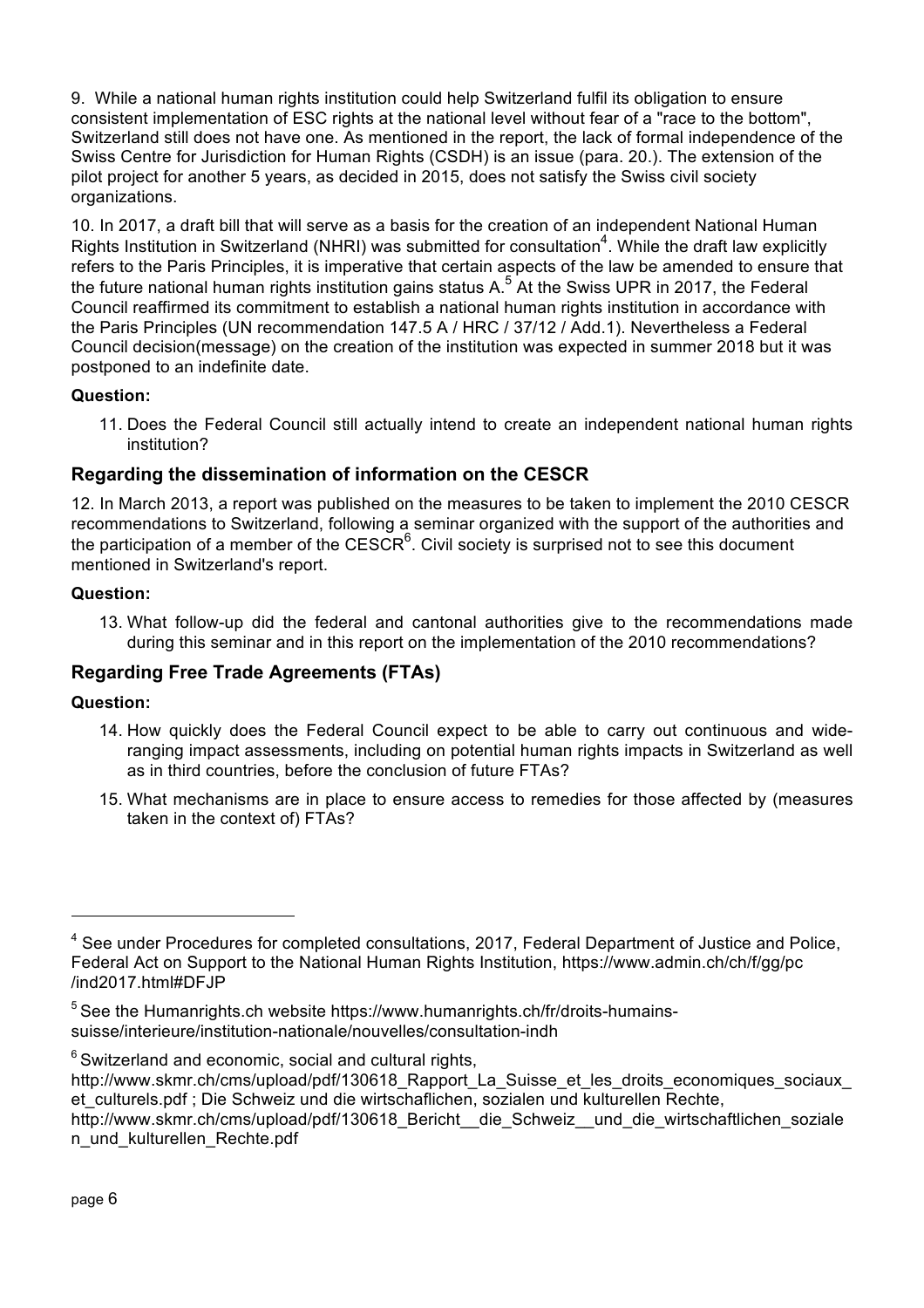9. While a national human rights institution could help Switzerland fulfil its obligation to ensure consistent implementation of ESC rights at the national level without fear of a "race to the bottom", Switzerland still does not have one. As mentioned in the report, the lack of formal independence of the Swiss Centre for Jurisdiction for Human Rights (CSDH) is an issue (para. 20.). The extension of the pilot project for another 5 years, as decided in 2015, does not satisfy the Swiss civil society organizations.

10. In 2017, a draft bill that will serve as a basis for the creation of an independent National Human Rights Institution in Switzerland (NHRI) was submitted for consultation[4]. While the draft law explicitly refers to the Paris Principles, it is imperative that certain aspects of the law be amended to ensure that the future national human rights institution gains status A.[5] At the Swiss UPR in 2017, the Federal Council reaffirmed its commitment to establish a national human rights institution in accordance with the Paris Principles (UN recommendation 147.5 A / HRC / 37/12 / Add.1). Nevertheless a Federal Council decision(message) on the creation of the institution was expected in summer 2018 but it was postponed to an indefinite date.

**Question:**

11. Does the Federal Council still actually intend to create an independent national human rights institution?

### Regarding the dissemination of information on the CESCR

12. In March 2013, a report was published on the measures to be taken to implement the 2010 CESCR recommendations to Switzerland, following a seminar organized with the support of the authorities and the participation of a member of the CESCR[6]. Civil society is surprised not to see this document mentioned in Switzerland's report.

**Question:**

13. What follow-up did the federal and cantonal authorities give to the recommendations made during this seminar and in this report on the implementation of the 2010 recommendations?

### Regarding Free Trade Agreements (FTAs)

**Question:**

14. How quickly does the Federal Council expect to be able to carry out continuous and wide-ranging impact assessments, including on potential human rights impacts in Switzerland as well as in third countries, before the conclusion of future FTAs?
15. What mechanisms are in place to ensure access to remedies for those affected by (measures taken in the context of) FTAs?

---

[4] See under Procedures for completed consultations, 2017, Federal Department of Justice and Police, Federal Act on Support to the National Human Rights Institution, https://www.admin.ch/ch/f/gg/pc/ind2017.html#DFJP

[5] See the Humanrights.ch website https://www.humanrights.ch/fr/droits-humains-suisse/interieure/institution-nationale/nouvelles/consultation-indh

[6] Switzerland and economic, social and cultural rights, http://www.skmr.ch/cms/upload/pdf/130618_Rapport_La_Suisse_et_les_droits_economiques_sociaux_et_culturels.pdf ; Die Schweiz und die wirtschaftlichen, sozialen und kulturellen Rechte, http://www.skmr.ch/cms/upload/pdf/130618_Bericht__die_Schweiz__und_die_wirtschaftlichen_sozialen_und_kulturellen_Rechte.pdf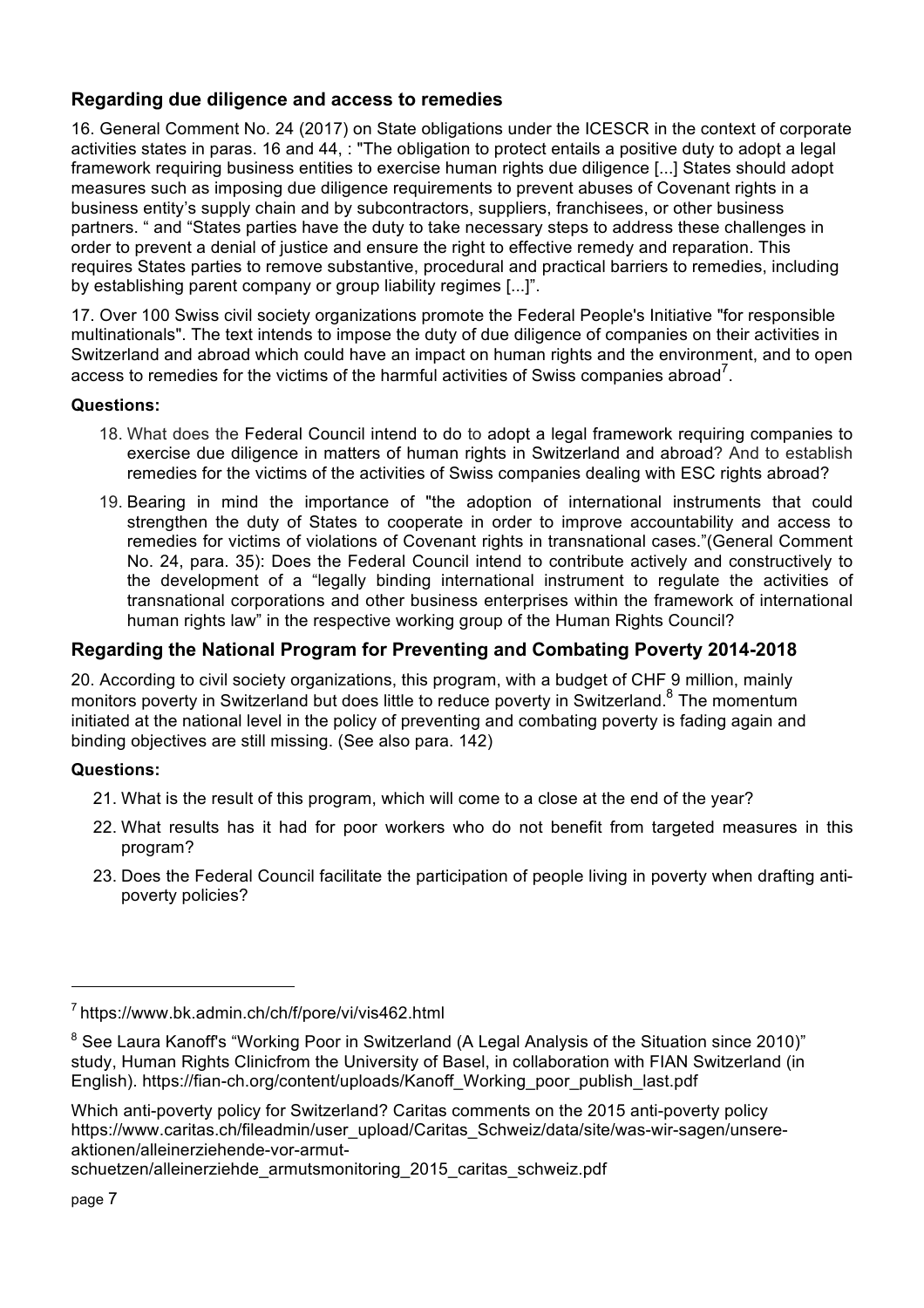### Regarding due diligence and access to remedies

16. General Comment No. 24 (2017) on State obligations under the ICESCR in the context of corporate activities states in paras. 16 and 44, : "The obligation to protect entails a positive duty to adopt a legal framework requiring business entities to exercise human rights due diligence [...] States should adopt measures such as imposing due diligence requirements to prevent abuses of Covenant rights in a business entity's supply chain and by subcontractors, suppliers, franchisees, or other business partners. " and "States parties have the duty to take necessary steps to address these challenges in order to prevent a denial of justice and ensure the right to effective remedy and reparation. This requires States parties to remove substantive, procedural and practical barriers to remedies, including by establishing parent company or group liability regimes [...]".

17. Over 100 Swiss civil society organizations promote the Federal People's Initiative "for responsible multinationals". The text intends to impose the duty of due diligence of companies on their activities in Switzerland and abroad which could have an impact on human rights and the environment, and to open access to remedies for the victims of the harmful activities of Swiss companies abroad[7].

**Questions:**

18. What does the Federal Council intend to do to adopt a legal framework requiring companies to exercise due diligence in matters of human rights in Switzerland and abroad? And to establish remedies for the victims of the activities of Swiss companies dealing with ESC rights abroad?
19. Bearing in mind the importance of "the adoption of international instruments that could strengthen the duty of States to cooperate in order to improve accountability and access to remedies for victims of violations of Covenant rights in transnational cases."(General Comment No. 24, para. 35): Does the Federal Council intend to contribute actively and constructively to the development of a "legally binding international instrument to regulate the activities of transnational corporations and other business enterprises within the framework of international human rights law" in the respective working group of the Human Rights Council?

### Regarding the National Program for Preventing and Combating Poverty 2014-2018

20. According to civil society organizations, this program, with a budget of CHF 9 million, mainly monitors poverty in Switzerland but does little to reduce poverty in Switzerland.[8] The momentum initiated at the national level in the policy of preventing and combating poverty is fading again and binding objectives are still missing. (See also para. 142)

**Questions:**

21. What is the result of this program, which will come to a close at the end of the year?
22. What results has it had for poor workers who do not benefit from targeted measures in this program?
23. Does the Federal Council facilitate the participation of people living in poverty when drafting anti-poverty policies?

---

[7] https://www.bk.admin.ch/ch/f/pore/vi/vis462.html

[8] See Laura Kanoff's "Working Poor in Switzerland (A Legal Analysis of the Situation since 2010)" study, Human Rights Clinicfrom the University of Basel, in collaboration with FIAN Switzerland (in English). https://fian-ch.org/content/uploads/Kanoff_Working_poor_publish_last.pdf

Which anti-poverty policy for Switzerland? Caritas comments on the 2015 anti-poverty policy https://www.caritas.ch/fileadmin/user_upload/Caritas_Schweiz/data/site/was-wir-sagen/unsere-aktionen/alleinerziehende-vor-armut-schuetzen/alleinerziehde_armutsmonitoring_2015_caritas_schweiz.pdf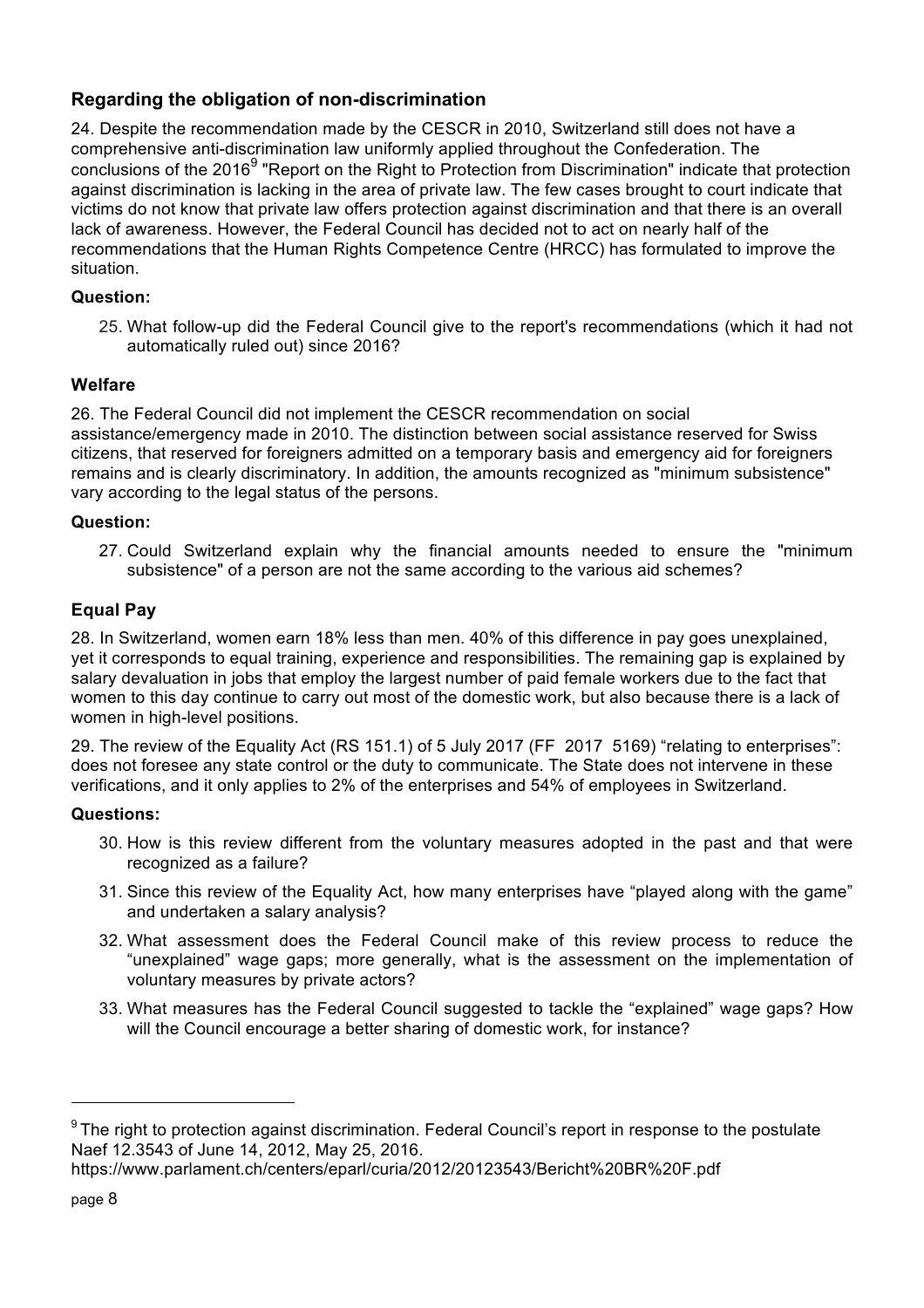### Regarding the obligation of non-discrimination

24. Despite the recommendation made by the CESCR in 2010, Switzerland still does not have a comprehensive anti-discrimination law uniformly applied throughout the Confederation. The conclusions of the 2016[9] "Report on the Right to Protection from Discrimination" indicate that protection against discrimination is lacking in the area of private law. The few cases brought to court indicate that victims do not know that private law offers protection against discrimination and that there is an overall lack of awareness. However, the Federal Council has decided not to act on nearly half of the recommendations that the Human Rights Competence Centre (HRCC) has formulated to improve the situation.

**Question:**

25. What follow-up did the Federal Council give to the report's recommendations (which it had not automatically ruled out) since 2016?

### Welfare

26. The Federal Council did not implement the CESCR recommendation on social assistance/emergency made in 2010. The distinction between social assistance reserved for Swiss citizens, that reserved for foreigners admitted on a temporary basis and emergency aid for foreigners remains and is clearly discriminatory. In addition, the amounts recognized as "minimum subsistence" vary according to the legal status of the persons.

**Question:**

27. Could Switzerland explain why the financial amounts needed to ensure the "minimum subsistence" of a person are not the same according to the various aid schemes?

### Equal Pay

28. In Switzerland, women earn 18% less than men. 40% of this difference in pay goes unexplained, yet it corresponds to equal training, experience and responsibilities. The remaining gap is explained by salary devaluation in jobs that employ the largest number of paid female workers due to the fact that women to this day continue to carry out most of the domestic work, but also because there is a lack of women in high-level positions.

29. The review of the Equality Act (RS 151.1) of 5 July 2017 (FF 2017 5169) "relating to enterprises": does not foresee any state control or the duty to communicate. The State does not intervene in these verifications, and it only applies to 2% of the enterprises and 54% of employees in Switzerland.

**Questions:**

30. How is this review different from the voluntary measures adopted in the past and that were recognized as a failure?
31. Since this review of the Equality Act, how many enterprises have "played along with the game" and undertaken a salary analysis?
32. What assessment does the Federal Council make of this review process to reduce the "unexplained" wage gaps; more generally, what is the assessment on the implementation of voluntary measures by private actors?
33. What measures has the Federal Council suggested to tackle the "explained" wage gaps? How will the Council encourage a better sharing of domestic work, for instance?

---

[9] The right to protection against discrimination. Federal Council's report in response to the postulate Naef 12.3543 of June 14, 2012, May 25, 2016.
https://www.parlament.ch/centers/eparl/curia/2012/20123543/Bericht%20BR%20F.pdf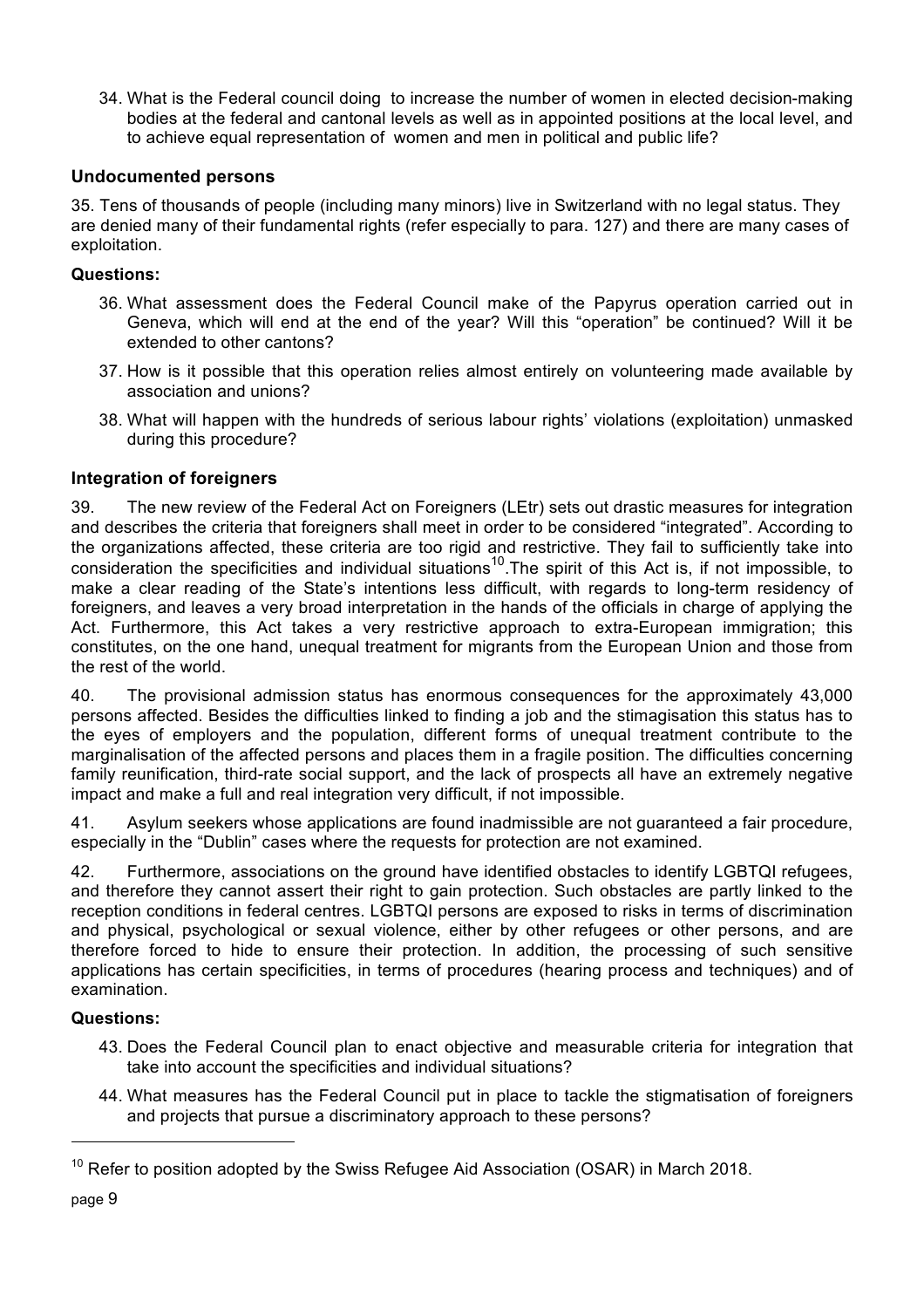34. What is the Federal council doing to increase the number of women in elected decision-making bodies at the federal and cantonal levels as well as in appointed positions at the local level, and to achieve equal representation of women and men in political and public life?

### Undocumented persons

35. Tens of thousands of people (including many minors) live in Switzerland with no legal status. They are denied many of their fundamental rights (refer especially to para. 127) and there are many cases of exploitation.

**Questions:**

36. What assessment does the Federal Council make of the Papyrus operation carried out in Geneva, which will end at the end of the year? Will this "operation" be continued? Will it be extended to other cantons?
37. How is it possible that this operation relies almost entirely on volunteering made available by association and unions?
38. What will happen with the hundreds of serious labour rights' violations (exploitation) unmasked during this procedure?

### Integration of foreigners

39. The new review of the Federal Act on Foreigners (LEtr) sets out drastic measures for integration and describes the criteria that foreigners shall meet in order to be considered "integrated". According to the organizations affected, these criteria are too rigid and restrictive. They fail to sufficiently take into consideration the specificities and individual situations[10].The spirit of this Act is, if not impossible, to make a clear reading of the State's intentions less difficult, with regards to long-term residency of foreigners, and leaves a very broad interpretation in the hands of the officials in charge of applying the Act. Furthermore, this Act takes a very restrictive approach to extra-European immigration; this constitutes, on the one hand, unequal treatment for migrants from the European Union and those from the rest of the world.

40. The provisional admission status has enormous consequences for the approximately 43,000 persons affected. Besides the difficulties linked to finding a job and the stimagisation this status has to the eyes of employers and the population, different forms of unequal treatment contribute to the marginalisation of the affected persons and places them in a fragile position. The difficulties concerning family reunification, third-rate social support, and the lack of prospects all have an extremely negative impact and make a full and real integration very difficult, if not impossible.

41. Asylum seekers whose applications are found inadmissible are not guaranteed a fair procedure, especially in the "Dublin" cases where the requests for protection are not examined.

42. Furthermore, associations on the ground have identified obstacles to identify LGBTQI refugees, and therefore they cannot assert their right to gain protection. Such obstacles are partly linked to the reception conditions in federal centres. LGBTQI persons are exposed to risks in terms of discrimination and physical, psychological or sexual violence, either by other refugees or other persons, and are therefore forced to hide to ensure their protection. In addition, the processing of such sensitive applications has certain specificities, in terms of procedures (hearing process and techniques) and of examination.

**Questions:**

43. Does the Federal Council plan to enact objective and measurable criteria for integration that take into account the specificities and individual situations?
44. What measures has the Federal Council put in place to tackle the stigmatisation of foreigners and projects that pursue a discriminatory approach to these persons?

---

[10] Refer to position adopted by the Swiss Refugee Aid Association (OSAR) in March 2018.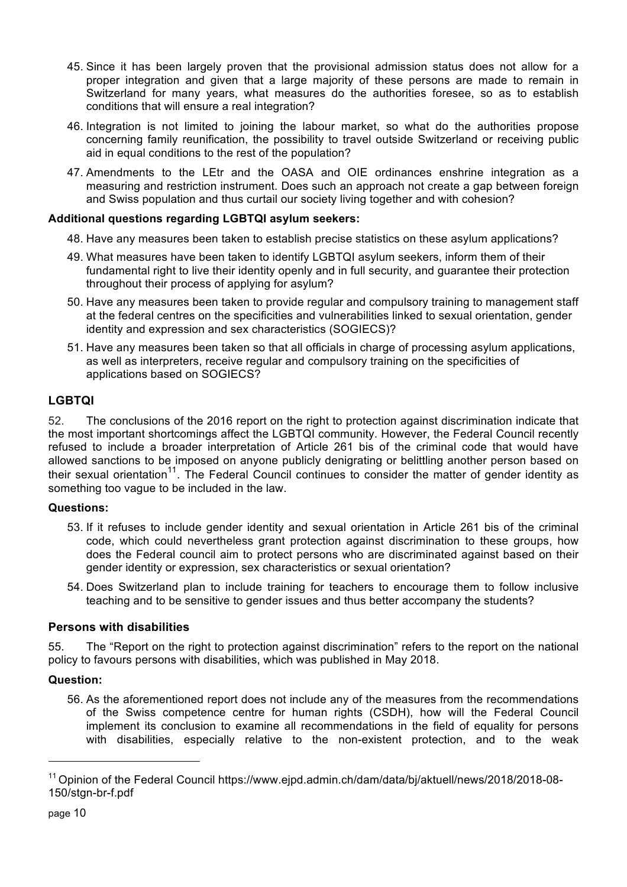45. Since it has been largely proven that the provisional admission status does not allow for a proper integration and given that a large majority of these persons are made to remain in Switzerland for many years, what measures do the authorities foresee, so as to establish conditions that will ensure a real integration?

46. Integration is not limited to joining the labour market, so what do the authorities propose concerning family reunification, the possibility to travel outside Switzerland or receiving public aid in equal conditions to the rest of the population?

47. Amendments to the LEtr and the OASA and OIE ordinances enshrine integration as a measuring and restriction instrument. Does such an approach not create a gap between foreign and Swiss population and thus curtail our society living together and with cohesion?

**Additional questions regarding LGBTQI asylum seekers:**

48. Have any measures been taken to establish precise statistics on these asylum applications?

49. What measures have been taken to identify LGBTQI asylum seekers, inform them of their fundamental right to live their identity openly and in full security, and guarantee their protection throughout their process of applying for asylum?

50. Have any measures been taken to provide regular and compulsory training to management staff at the federal centres on the specificities and vulnerabilities linked to sexual orientation, gender identity and expression and sex characteristics (SOGIECS)?

51. Have any measures been taken so that all officials in charge of processing asylum applications, as well as interpreters, receive regular and compulsory training on the specificities of applications based on SOGIECS?

## LGBTQI

52. The conclusions of the 2016 report on the right to protection against discrimination indicate that the most important shortcomings affect the LGBTQI community. However, the Federal Council recently refused to include a broader interpretation of Article 261 bis of the criminal code that would have allowed sanctions to be imposed on anyone publicly denigrating or belittling another person based on their sexual orientation[11]. The Federal Council continues to consider the matter of gender identity as something too vague to be included in the law.

**Questions:**

53. If it refuses to include gender identity and sexual orientation in Article 261 bis of the criminal code, which could nevertheless grant protection against discrimination to these groups, how does the Federal council aim to protect persons who are discriminated against based on their gender identity or expression, sex characteristics or sexual orientation?

54. Does Switzerland plan to include training for teachers to encourage them to follow inclusive teaching and to be sensitive to gender issues and thus better accompany the students?

### Persons with disabilities

55. The "Report on the right to protection against discrimination" refers to the report on the national policy to favours persons with disabilities, which was published in May 2018.

**Question:**

56. As the aforementioned report does not include any of the measures from the recommendations of the Swiss competence centre for human rights (CSDH), how will the Federal Council implement its conclusion to examine all recommendations in the field of equality for persons with disabilities, especially relative to the non-existent protection, and to the weak

---

[11] Opinion of the Federal Council https://www.ejpd.admin.ch/dam/data/bj/aktuell/news/2018/2018-08-150/stgn-br-f.pdf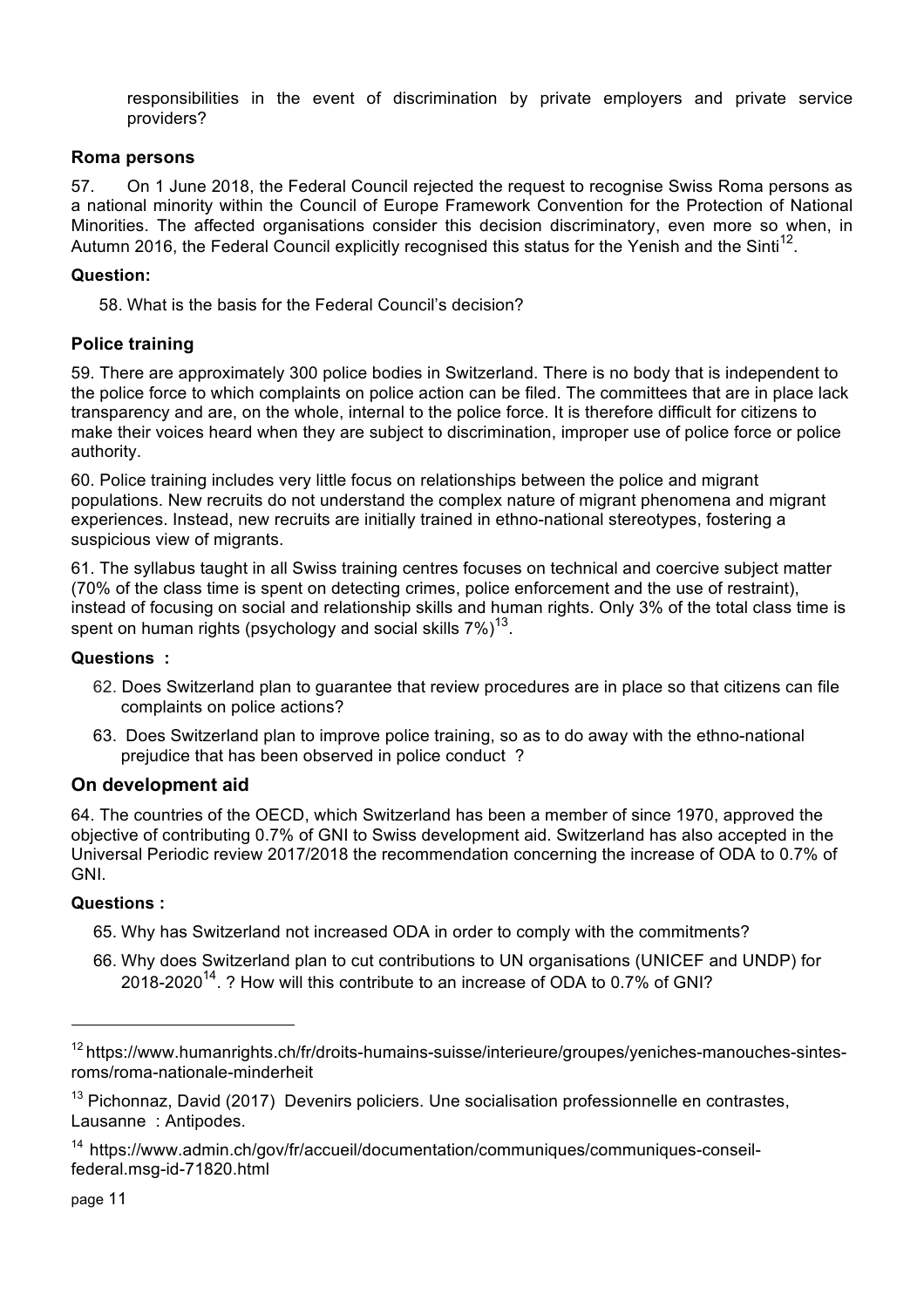responsibilities in the event of discrimination by private employers and private service providers?

### Roma persons

57. On 1 June 2018, the Federal Council rejected the request to recognise Swiss Roma persons as a national minority within the Council of Europe Framework Convention for the Protection of National Minorities. The affected organisations consider this decision discriminatory, even more so when, in Autumn 2016, the Federal Council explicitly recognised this status for the Yenish and the Sinti[12].

**Question:**

58. What is the basis for the Federal Council's decision?

### Police training

59. There are approximately 300 police bodies in Switzerland. There is no body that is independent to the police force to which complaints on police action can be filed. The committees that are in place lack transparency and are, on the whole, internal to the police force. It is therefore difficult for citizens to make their voices heard when they are subject to discrimination, improper use of police force or police authority.

60. Police training includes very little focus on relationships between the police and migrant populations. New recruits do not understand the complex nature of migrant phenomena and migrant experiences. Instead, new recruits are initially trained in ethno-national stereotypes, fostering a suspicious view of migrants.

61. The syllabus taught in all Swiss training centres focuses on technical and coercive subject matter (70% of the class time is spent on detecting crimes, police enforcement and the use of restraint), instead of focusing on social and relationship skills and human rights. Only 3% of the total class time is spent on human rights (psychology and social skills 7%)[13].

**Questions :**

62. Does Switzerland plan to guarantee that review procedures are in place so that citizens can file complaints on police actions?
63. Does Switzerland plan to improve police training, so as to do away with the ethno-national prejudice that has been observed in police conduct ?

## On development aid

64. The countries of the OECD, which Switzerland has been a member of since 1970, approved the objective of contributing 0.7% of GNI to Swiss development aid. Switzerland has also accepted in the Universal Periodic review 2017/2018 the recommendation concerning the increase of ODA to 0.7% of GNI.

**Questions :**

65. Why has Switzerland not increased ODA in order to comply with the commitments?
66. Why does Switzerland plan to cut contributions to UN organisations (UNICEF and UNDP) for 2018-2020[14]. ? How will this contribute to an increase of ODA to 0.7% of GNI?

---

[12] https://www.humanrights.ch/fr/droits-humains-suisse/interieure/groupes/yeniches-manouches-sintes-roms/roma-nationale-minderheit

[13] Pichonnaz, David (2017) Devenirs policiers. Une socialisation professionnelle en contrastes, Lausanne : Antipodes.

[14] https://www.admin.ch/gov/fr/accueil/documentation/communiques/communiques-conseil-federal.msg-id-71820.html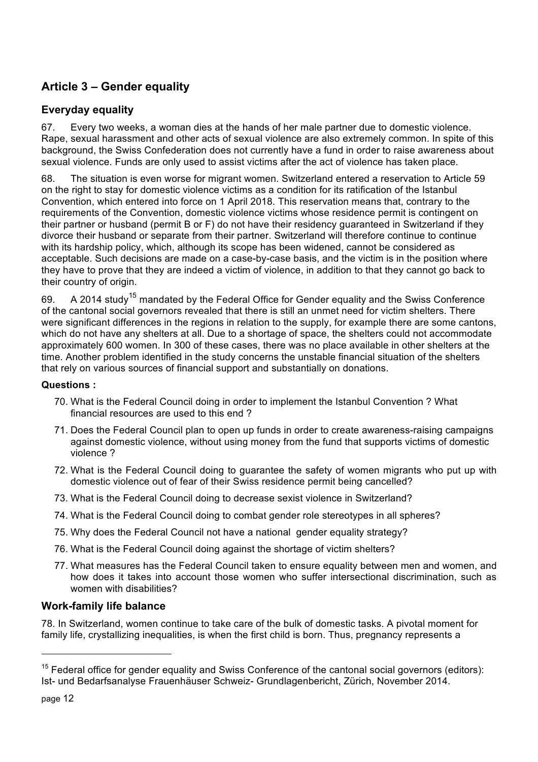## Article 3 – Gender equality

### Everyday equality

67. Every two weeks, a woman dies at the hands of her male partner due to domestic violence. Rape, sexual harassment and other acts of sexual violence are also extremely common. In spite of this background, the Swiss Confederation does not currently have a fund in order to raise awareness about sexual violence. Funds are only used to assist victims after the act of violence has taken place.

68. The situation is even worse for migrant women. Switzerland entered a reservation to Article 59 on the right to stay for domestic violence victims as a condition for its ratification of the Istanbul Convention, which entered into force on 1 April 2018. This reservation means that, contrary to the requirements of the Convention, domestic violence victims whose residence permit is contingent on their partner or husband (permit B or F) do not have their residency guaranteed in Switzerland if they divorce their husband or separate from their partner. Switzerland will therefore continue to continue with its hardship policy, which, although its scope has been widened, cannot be considered as acceptable. Such decisions are made on a case-by-case basis, and the victim is in the position where they have to prove that they are indeed a victim of violence, in addition to that they cannot go back to their country of origin.

69. A 2014 study[15] mandated by the Federal Office for Gender equality and the Swiss Conference of the cantonal social governors revealed that there is still an unmet need for victim shelters. There were significant differences in the regions in relation to the supply, for example there are some cantons, which do not have any shelters at all. Due to a shortage of space, the shelters could not accommodate approximately 600 women. In 300 of these cases, there was no place available in other shelters at the time. Another problem identified in the study concerns the unstable financial situation of the shelters that rely on various sources of financial support and substantially on donations.

**Questions :**

70. What is the Federal Council doing in order to implement the Istanbul Convention ? What financial resources are used to this end ?
71. Does the Federal Council plan to open up funds in order to create awareness-raising campaigns against domestic violence, without using money from the fund that supports victims of domestic violence ?
72. What is the Federal Council doing to guarantee the safety of women migrants who put up with domestic violence out of fear of their Swiss residence permit being cancelled?
73. What is the Federal Council doing to decrease sexist violence in Switzerland?
74. What is the Federal Council doing to combat gender role stereotypes in all spheres?
75. Why does the Federal Council not have a national gender equality strategy?
76. What is the Federal Council doing against the shortage of victim shelters?
77. What measures has the Federal Council taken to ensure equality between men and women, and how does it takes into account those women who suffer intersectional discrimination, such as women with disabilities?

### Work-family life balance

78. In Switzerland, women continue to take care of the bulk of domestic tasks. A pivotal moment for family life, crystallizing inequalities, is when the first child is born. Thus, pregnancy represents a

[15] Federal office for gender equality and Swiss Conference of the cantonal social governors (editors): Ist- und Bedarfsanalyse Frauenhäuser Schweiz- Grundlagenbericht, Zürich, November 2014.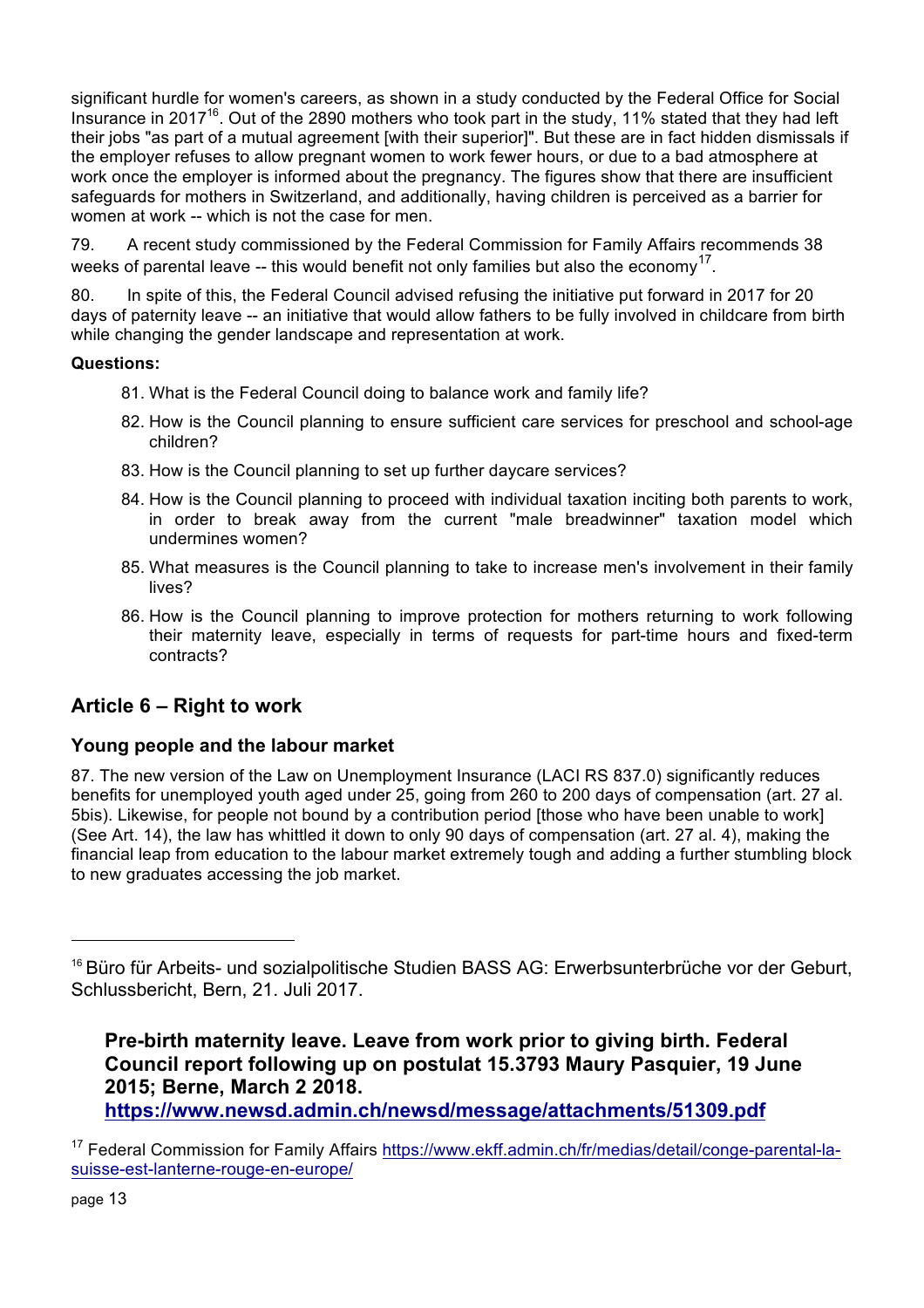significant hurdle for women's careers, as shown in a study conducted by the Federal Office for Social Insurance in 2017[16]. Out of the 2890 mothers who took part in the study, 11% stated that they had left their jobs "as part of a mutual agreement [with their superior]". But these are in fact hidden dismissals if the employer refuses to allow pregnant women to work fewer hours, or due to a bad atmosphere at work once the employer is informed about the pregnancy. The figures show that there are insufficient safeguards for mothers in Switzerland, and additionally, having children is perceived as a barrier for women at work -- which is not the case for men.

79. A recent study commissioned by the Federal Commission for Family Affairs recommends 38 weeks of parental leave -- this would benefit not only families but also the economy[17].

80. In spite of this, the Federal Council advised refusing the initiative put forward in 2017 for 20 days of paternity leave -- an initiative that would allow fathers to be fully involved in childcare from birth while changing the gender landscape and representation at work.

**Questions:**

81. What is the Federal Council doing to balance work and family life?
82. How is the Council planning to ensure sufficient care services for preschool and school-age children?
83. How is the Council planning to set up further daycare services?
84. How is the Council planning to proceed with individual taxation inciting both parents to work, in order to break away from the current "male breadwinner" taxation model which undermines women?
85. What measures is the Council planning to take to increase men's involvement in their family lives?
86. How is the Council planning to improve protection for mothers returning to work following their maternity leave, especially in terms of requests for part-time hours and fixed-term contracts?

## Article 6 – Right to work

### Young people and the labour market

87. The new version of the Law on Unemployment Insurance (LACI RS 837.0) significantly reduces benefits for unemployed youth aged under 25, going from 260 to 200 days of compensation (art. 27 al. 5bis). Likewise, for people not bound by a contribution period [those who have been unable to work] (See Art. 14), the law has whittled it down to only 90 days of compensation (art. 27 al. 4), making the financial leap from education to the labour market extremely tough and adding a further stumbling block to new graduates accessing the job market.

---

[16] Büro für Arbeits- und sozialpolitische Studien BASS AG: Erwerbsunterbrüche vor der Geburt, Schlussbericht, Bern, 21. Juli 2017.

**Pre-birth maternity leave. Leave from work prior to giving birth. Federal Council report following up on postulat 15.3793 Maury Pasquier, 19 June 2015; Berne, March 2 2018. https://www.newsd.admin.ch/newsd/message/attachments/51309.pdf**

[17] Federal Commission for Family Affairs https://www.ekff.admin.ch/fr/medias/detail/conge-parental-la-suisse-est-lanterne-rouge-en-europe/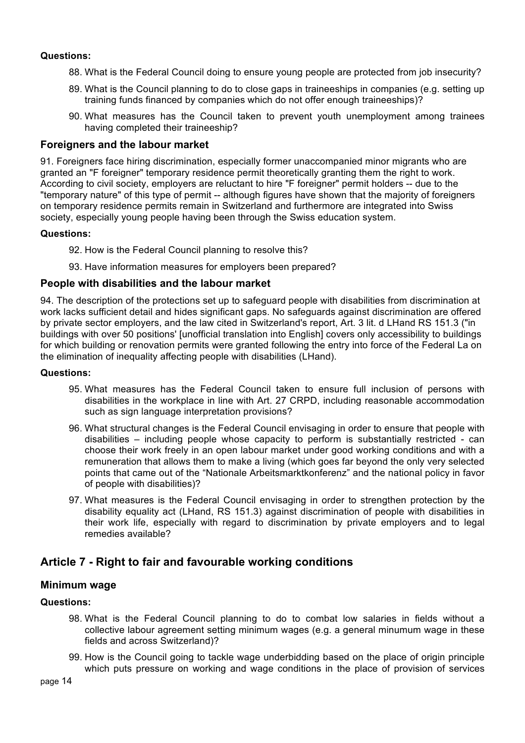**Questions:**

88. What is the Federal Council doing to ensure young people are protected from job insecurity?
89. What is the Council planning to do to close gaps in traineeships in companies (e.g. setting up training funds financed by companies which do not offer enough traineeships)?
90. What measures has the Council taken to prevent youth unemployment among trainees having completed their traineeship?

### Foreigners and the labour market

91. Foreigners face hiring discrimination, especially former unaccompanied minor migrants who are granted an "F foreigner" temporary residence permit theoretically granting them the right to work. According to civil society, employers are reluctant to hire "F foreigner" permit holders -- due to the "temporary nature" of this type of permit -- although figures have shown that the majority of foreigners on temporary residence permits remain in Switzerland and furthermore are integrated into Swiss society, especially young people having been through the Swiss education system.

**Questions:**

92. How is the Federal Council planning to resolve this?
93. Have information measures for employers been prepared?

### People with disabilities and the labour market

94. The description of the protections set up to safeguard people with disabilities from discrimination at work lacks sufficient detail and hides significant gaps. No safeguards against discrimination are offered by private sector employers, and the law cited in Switzerland's report, Art. 3 lit. d LHand RS 151.3 ("in buildings with over 50 positions' [unofficial translation into English] covers only accessibility to buildings for which building or renovation permits were granted following the entry into force of the Federal La on the elimination of inequality affecting people with disabilities (LHand).

**Questions:**

95. What measures has the Federal Council taken to ensure full inclusion of persons with disabilities in the workplace in line with Art. 27 CRPD, including reasonable accommodation such as sign language interpretation provisions?
96. What structural changes is the Federal Council envisaging in order to ensure that people with disabilities – including people whose capacity to perform is substantially restricted - can choose their work freely in an open labour market under good working conditions and with a remuneration that allows them to make a living (which goes far beyond the only very selected points that came out of the "Nationale Arbeitsmarktkonferenz" and the national policy in favor of people with disabilities)?
97. What measures is the Federal Council envisaging in order to strengthen protection by the disability equality act (LHand, RS 151.3) against discrimination of people with disabilities in their work life, especially with regard to discrimination by private employers and to legal remedies available?

## Article 7 - Right to fair and favourable working conditions

### Minimum wage

**Questions:**

98. What is the Federal Council planning to do to combat low salaries in fields without a collective labour agreement setting minimum wages (e.g. a general minumum wage in these fields and across Switzerland)?
99. How is the Council going to tackle wage underbidding based on the place of origin principle which puts pressure on working and wage conditions in the place of provision of services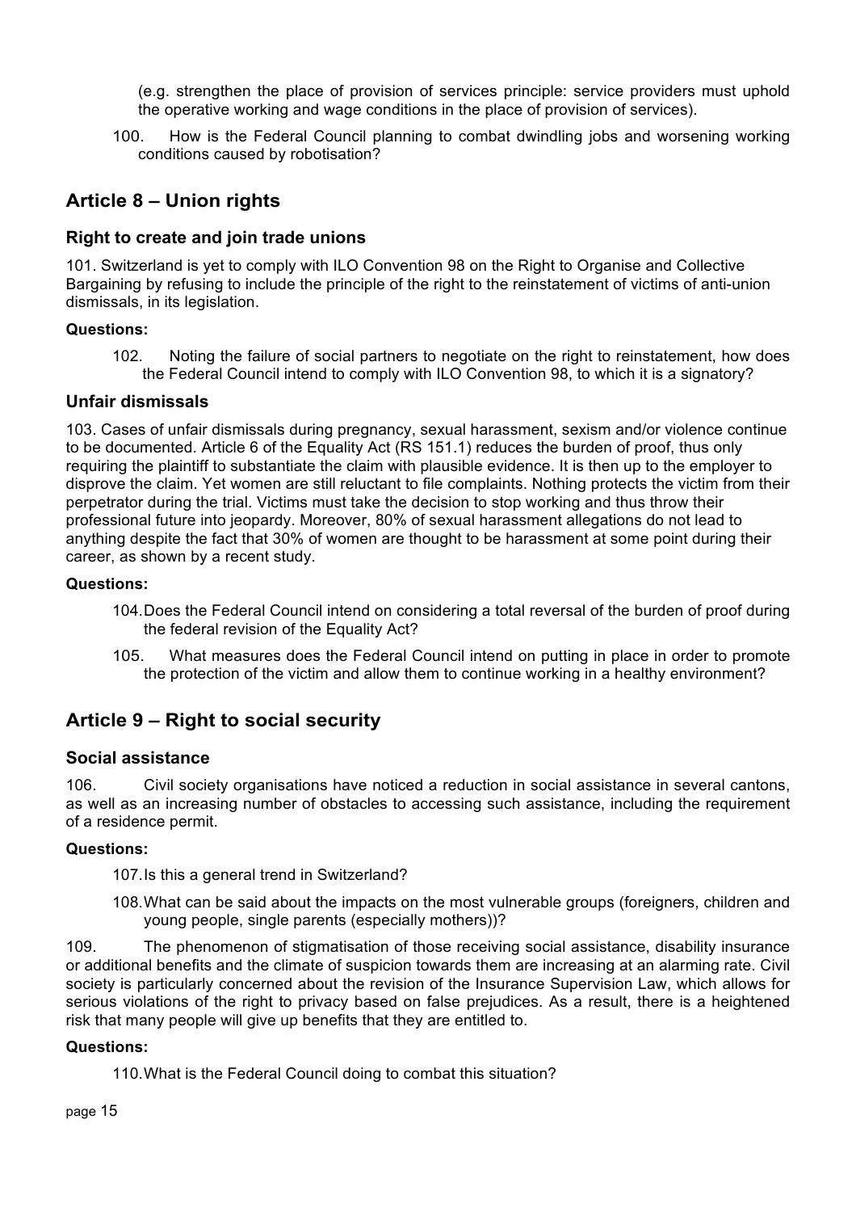(e.g. strengthen the place of provision of services principle: service providers must uphold the operative working and wage conditions in the place of provision of services).

100. How is the Federal Council planning to combat dwindling jobs and worsening working conditions caused by robotisation?

## Article 8 – Union rights

### Right to create and join trade unions

101. Switzerland is yet to comply with ILO Convention 98 on the Right to Organise and Collective Bargaining by refusing to include the principle of the right to the reinstatement of victims of anti-union dismissals, in its legislation.

**Questions:**

102. Noting the failure of social partners to negotiate on the right to reinstatement, how does the Federal Council intend to comply with ILO Convention 98, to which it is a signatory?

### Unfair dismissals

103. Cases of unfair dismissals during pregnancy, sexual harassment, sexism and/or violence continue to be documented. Article 6 of the Equality Act (RS 151.1) reduces the burden of proof, thus only requiring the plaintiff to substantiate the claim with plausible evidence. It is then up to the employer to disprove the claim. Yet women are still reluctant to file complaints. Nothing protects the victim from their perpetrator during the trial. Victims must take the decision to stop working and thus throw their professional future into jeopardy. Moreover, 80% of sexual harassment allegations do not lead to anything despite the fact that 30% of women are thought to be harassment at some point during their career, as shown by a recent study.

**Questions:**

104. Does the Federal Council intend on considering a total reversal of the burden of proof during the federal revision of the Equality Act?

105. What measures does the Federal Council intend on putting in place in order to promote the protection of the victim and allow them to continue working in a healthy environment?

## Article 9 – Right to social security

### Social assistance

106. Civil society organisations have noticed a reduction in social assistance in several cantons, as well as an increasing number of obstacles to accessing such assistance, including the requirement of a residence permit.

**Questions:**

107. Is this a general trend in Switzerland?

108. What can be said about the impacts on the most vulnerable groups (foreigners, children and young people, single parents (especially mothers))?

109. The phenomenon of stigmatisation of those receiving social assistance, disability insurance or additional benefits and the climate of suspicion towards them are increasing at an alarming rate. Civil society is particularly concerned about the revision of the Insurance Supervision Law, which allows for serious violations of the right to privacy based on false prejudices. As a result, there is a heightened risk that many people will give up benefits that they are entitled to.

**Questions:**

110. What is the Federal Council doing to combat this situation?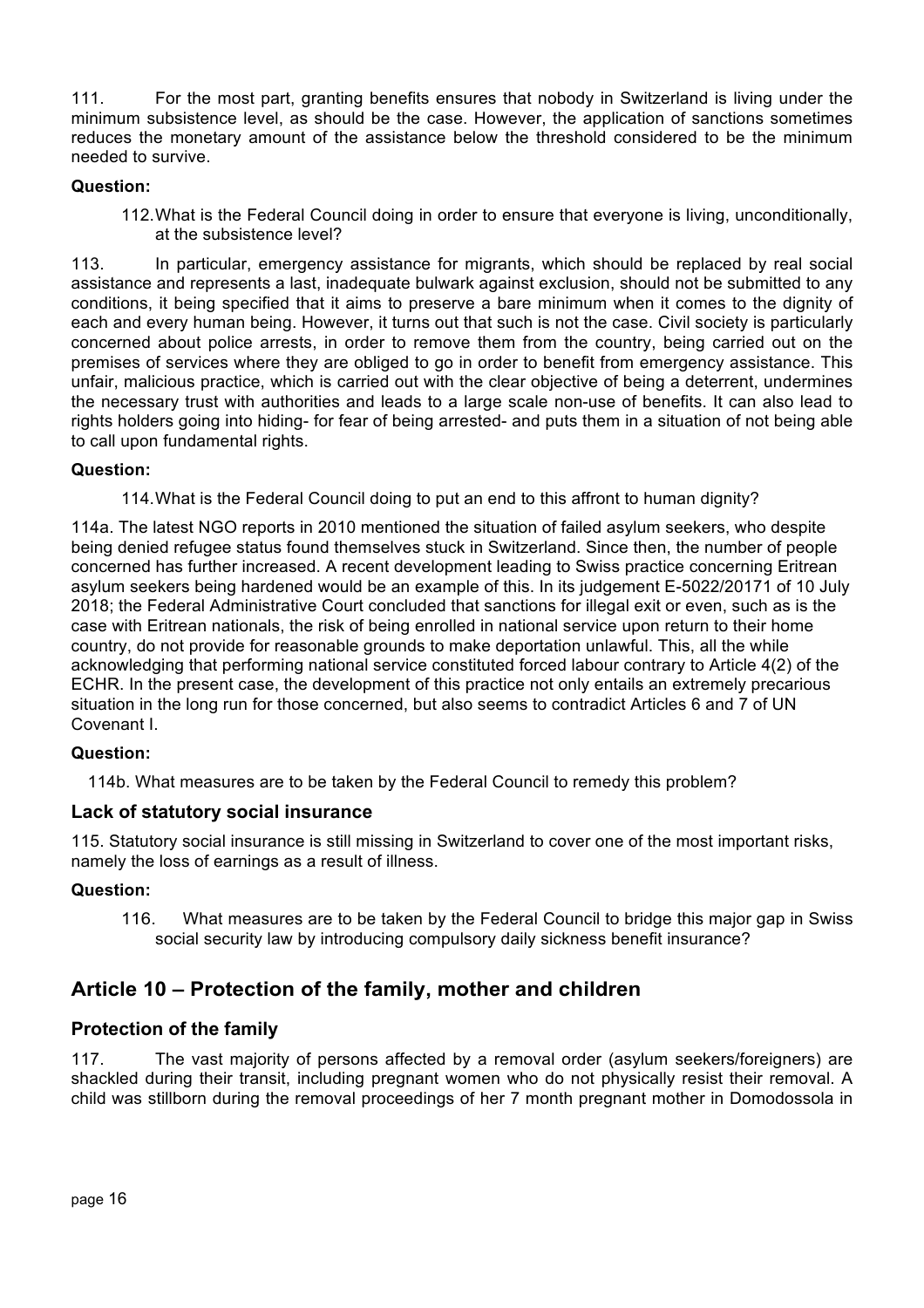111. For the most part, granting benefits ensures that nobody in Switzerland is living under the minimum subsistence level, as should be the case. However, the application of sanctions sometimes reduces the monetary amount of the assistance below the threshold considered to be the minimum needed to survive.

**Question:**

112. What is the Federal Council doing in order to ensure that everyone is living, unconditionally, at the subsistence level?

113. In particular, emergency assistance for migrants, which should be replaced by real social assistance and represents a last, inadequate bulwark against exclusion, should not be submitted to any conditions, it being specified that it aims to preserve a bare minimum when it comes to the dignity of each and every human being. However, it turns out that such is not the case. Civil society is particularly concerned about police arrests, in order to remove them from the country, being carried out on the premises of services where they are obliged to go in order to benefit from emergency assistance. This unfair, malicious practice, which is carried out with the clear objective of being a deterrent, undermines the necessary trust with authorities and leads to a large scale non-use of benefits. It can also lead to rights holders going into hiding- for fear of being arrested- and puts them in a situation of not being able to call upon fundamental rights.

**Question:**

114. What is the Federal Council doing to put an end to this affront to human dignity?

114a. The latest NGO reports in 2010 mentioned the situation of failed asylum seekers, who despite being denied refugee status found themselves stuck in Switzerland. Since then, the number of people concerned has further increased. A recent development leading to Swiss practice concerning Eritrean asylum seekers being hardened would be an example of this. In its judgement E-5022/20171 of 10 July 2018; the Federal Administrative Court concluded that sanctions for illegal exit or even, such as is the case with Eritrean nationals, the risk of being enrolled in national service upon return to their home country, do not provide for reasonable grounds to make deportation unlawful. This, all the while acknowledging that performing national service constituted forced labour contrary to Article 4(2) of the ECHR. In the present case, the development of this practice not only entails an extremely precarious situation in the long run for those concerned, but also seems to contradict Articles 6 and 7 of UN Covenant I.

**Question:**

114b. What measures are to be taken by the Federal Council to remedy this problem?

### Lack of statutory social insurance

115. Statutory social insurance is still missing in Switzerland to cover one of the most important risks, namely the loss of earnings as a result of illness.

**Question:**

116. What measures are to be taken by the Federal Council to bridge this major gap in Swiss social security law by introducing compulsory daily sickness benefit insurance?

## Article 10 – Protection of the family, mother and children

### Protection of the family

117. The vast majority of persons affected by a removal order (asylum seekers/foreigners) are shackled during their transit, including pregnant women who do not physically resist their removal. A child was stillborn during the removal proceedings of her 7 month pregnant mother in Domodossola in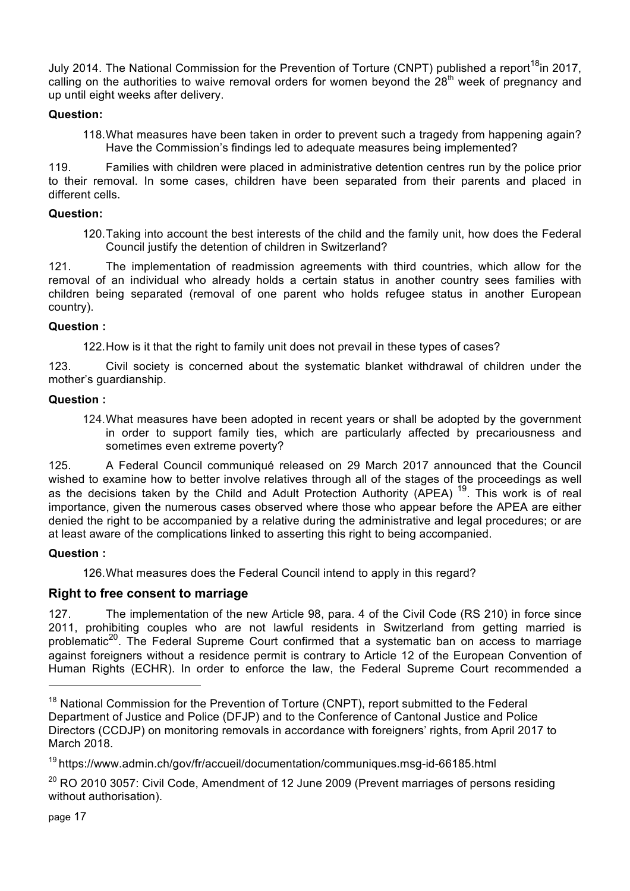July 2014. The National Commission for the Prevention of Torture (CNPT) published a report[18] in 2017, calling on the authorities to waive removal orders for women beyond the 28th week of pregnancy and up until eight weeks after delivery.

**Question:**

118. What measures have been taken in order to prevent such a tragedy from happening again? Have the Commission's findings led to adequate measures being implemented?

119. Families with children were placed in administrative detention centres run by the police prior to their removal. In some cases, children have been separated from their parents and placed in different cells.

**Question:**

120. Taking into account the best interests of the child and the family unit, how does the Federal Council justify the detention of children in Switzerland?

121. The implementation of readmission agreements with third countries, which allow for the removal of an individual who already holds a certain status in another country sees families with children being separated (removal of one parent who holds refugee status in another European country).

**Question :**

122. How is it that the right to family unit does not prevail in these types of cases?

123. Civil society is concerned about the systematic blanket withdrawal of children under the mother's guardianship.

**Question :**

124. What measures have been adopted in recent years or shall be adopted by the government in order to support family ties, which are particularly affected by precariousness and sometimes even extreme poverty?

125. A Federal Council communiqué released on 29 March 2017 announced that the Council wished to examine how to better involve relatives through all of the stages of the proceedings as well as the decisions taken by the Child and Adult Protection Authority (APEA) [19]. This work is of real importance, given the numerous cases observed where those who appear before the APEA are either denied the right to be accompanied by a relative during the administrative and legal procedures; or are at least aware of the complications linked to asserting this right to being accompanied.

**Question :**

126. What measures does the Federal Council intend to apply in this regard?

## Right to free consent to marriage

127. The implementation of the new Article 98, para. 4 of the Civil Code (RS 210) in force since 2011, prohibiting couples who are not lawful residents in Switzerland from getting married is problematic[20]. The Federal Supreme Court confirmed that a systematic ban on access to marriage against foreigners without a residence permit is contrary to Article 12 of the European Convention of Human Rights (ECHR). In order to enforce the law, the Federal Supreme Court recommended a

---

[18] National Commission for the Prevention of Torture (CNPT), report submitted to the Federal Department of Justice and Police (DFJP) and to the Conference of Cantonal Justice and Police Directors (CCDJP) on monitoring removals in accordance with foreigners' rights, from April 2017 to March 2018.

[19] https://www.admin.ch/gov/fr/accueil/documentation/communiques.msg-id-66185.html

[20] RO 2010 3057: Civil Code, Amendment of 12 June 2009 (Prevent marriages of persons residing without authorisation).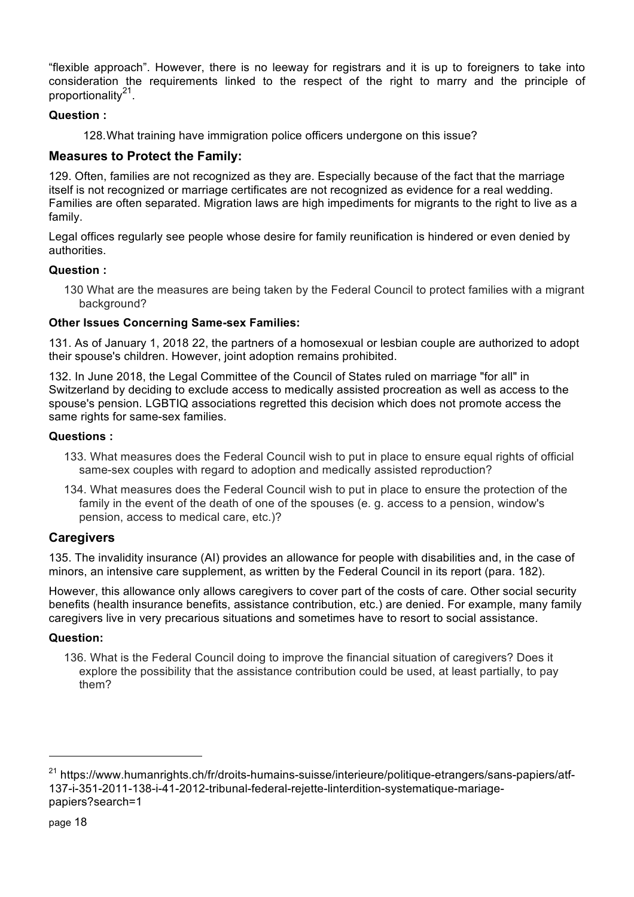"flexible approach". However, there is no leeway for registrars and it is up to foreigners to take into consideration the requirements linked to the respect of the right to marry and the principle of proportionality[21].

**Question :**

128. What training have immigration police officers undergone on this issue?

## Measures to Protect the Family:

129. Often, families are not recognized as they are. Especially because of the fact that the marriage itself is not recognized or marriage certificates are not recognized as evidence for a real wedding. Families are often separated. Migration laws are high impediments for migrants to the right to live as a family.

Legal offices regularly see people whose desire for family reunification is hindered or even denied by authorities.

**Question :**

130 What are the measures are being taken by the Federal Council to protect families with a migrant background?

**Other Issues Concerning Same-sex Families:**

131. As of January 1, 2018 22, the partners of a homosexual or lesbian couple are authorized to adopt their spouse's children. However, joint adoption remains prohibited.

132. In June 2018, the Legal Committee of the Council of States ruled on marriage "for all" in Switzerland by deciding to exclude access to medically assisted procreation as well as access to the spouse's pension. LGBTIQ associations regretted this decision which does not promote access the same rights for same-sex families.

**Questions :**

133. What measures does the Federal Council wish to put in place to ensure equal rights of official same-sex couples with regard to adoption and medically assisted reproduction?

134. What measures does the Federal Council wish to put in place to ensure the protection of the family in the event of the death of one of the spouses (e. g. access to a pension, window's pension, access to medical care, etc.)?

## Caregivers

135. The invalidity insurance (AI) provides an allowance for people with disabilities and, in the case of minors, an intensive care supplement, as written by the Federal Council in its report (para. 182).

However, this allowance only allows caregivers to cover part of the costs of care. Other social security benefits (health insurance benefits, assistance contribution, etc.) are denied. For example, many family caregivers live in very precarious situations and sometimes have to resort to social assistance.

**Question:**

136. What is the Federal Council doing to improve the financial situation of caregivers? Does it explore the possibility that the assistance contribution could be used, at least partially, to pay them?

---

[21] https://www.humanrights.ch/fr/droits-humains-suisse/interieure/politique-etrangers/sans-papiers/atf-137-i-351-2011-138-i-41-2012-tribunal-federal-rejette-linterdition-systematique-mariage-papiers?search=1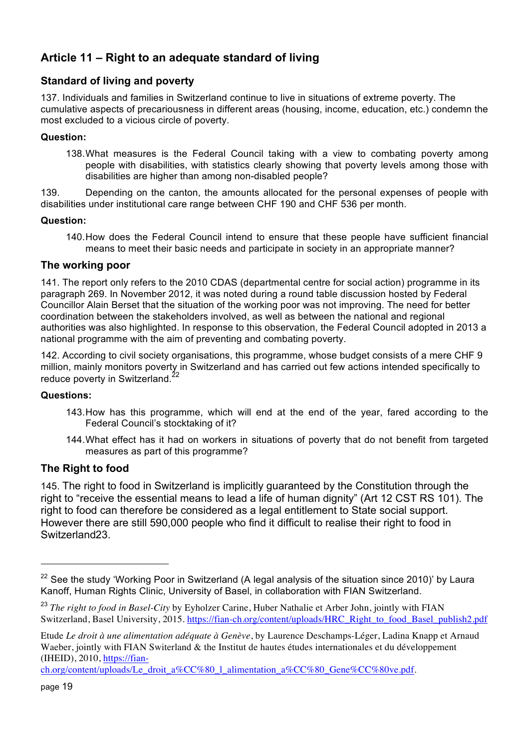## Article 11 – Right to an adequate standard of living

### Standard of living and poverty

137. Individuals and families in Switzerland continue to live in situations of extreme poverty. The cumulative aspects of precariousness in different areas (housing, income, education, etc.) condemn the most excluded to a vicious circle of poverty.

**Question:**

138. What measures is the Federal Council taking with a view to combating poverty among people with disabilities, with statistics clearly showing that poverty levels among those with disabilities are higher than among non-disabled people?

139. Depending on the canton, the amounts allocated for the personal expenses of people with disabilities under institutional care range between CHF 190 and CHF 536 per month.

**Question:**

140. How does the Federal Council intend to ensure that these people have sufficient financial means to meet their basic needs and participate in society in an appropriate manner?

### The working poor

141. The report only refers to the 2010 CDAS (departmental centre for social action) programme in its paragraph 269. In November 2012, it was noted during a round table discussion hosted by Federal Councillor Alain Berset that the situation of the working poor was not improving. The need for better coordination between the stakeholders involved, as well as between the national and regional authorities was also highlighted. In response to this observation, the Federal Council adopted in 2013 a national programme with the aim of preventing and combating poverty.

142. According to civil society organisations, this programme, whose budget consists of a mere CHF 9 million, mainly monitors poverty in Switzerland and has carried out few actions intended specifically to reduce poverty in Switzerland.[22]

**Questions:**

143. How has this programme, which will end at the end of the year, fared according to the Federal Council's stocktaking of it?

144. What effect has it had on workers in situations of poverty that do not benefit from targeted measures as part of this programme?

### The Right to food

145. The right to food in Switzerland is implicitly guaranteed by the Constitution through the right to "receive the essential means to lead a life of human dignity" (Art 12 CST RS 101). The right to food can therefore be considered as a legal entitlement to State social support. However there are still 590,000 people who find it difficult to realise their right to food in Switzerland23.

---

[22] See the study 'Working Poor in Switzerland (A legal analysis of the situation since 2010)' by Laura Kanoff, Human Rights Clinic, University of Basel, in collaboration with FIAN Switzerland.

[23] *The right to food in Basel-City* by Eyholzer Carine, Huber Nathalie et Arber John, jointly with FIAN Switzerland, Basel University, 2015. https://fian-ch.org/content/uploads/HRC_Right_to_food_Basel_publish2.pdf

Etude *Le droit à une alimentation adéquate à Genève*, by Laurence Deschamps-Léger, Ladina Knapp et Arnaud Waeber, jointly with FIAN Switerland & the Institut de hautes études internationales et du développement (IHEID), 2010, https://fian-ch.org/content/uploads/Le_droit_a%CC%80_l_alimentation_a%CC%80_Gene%CC%80ve.pdf.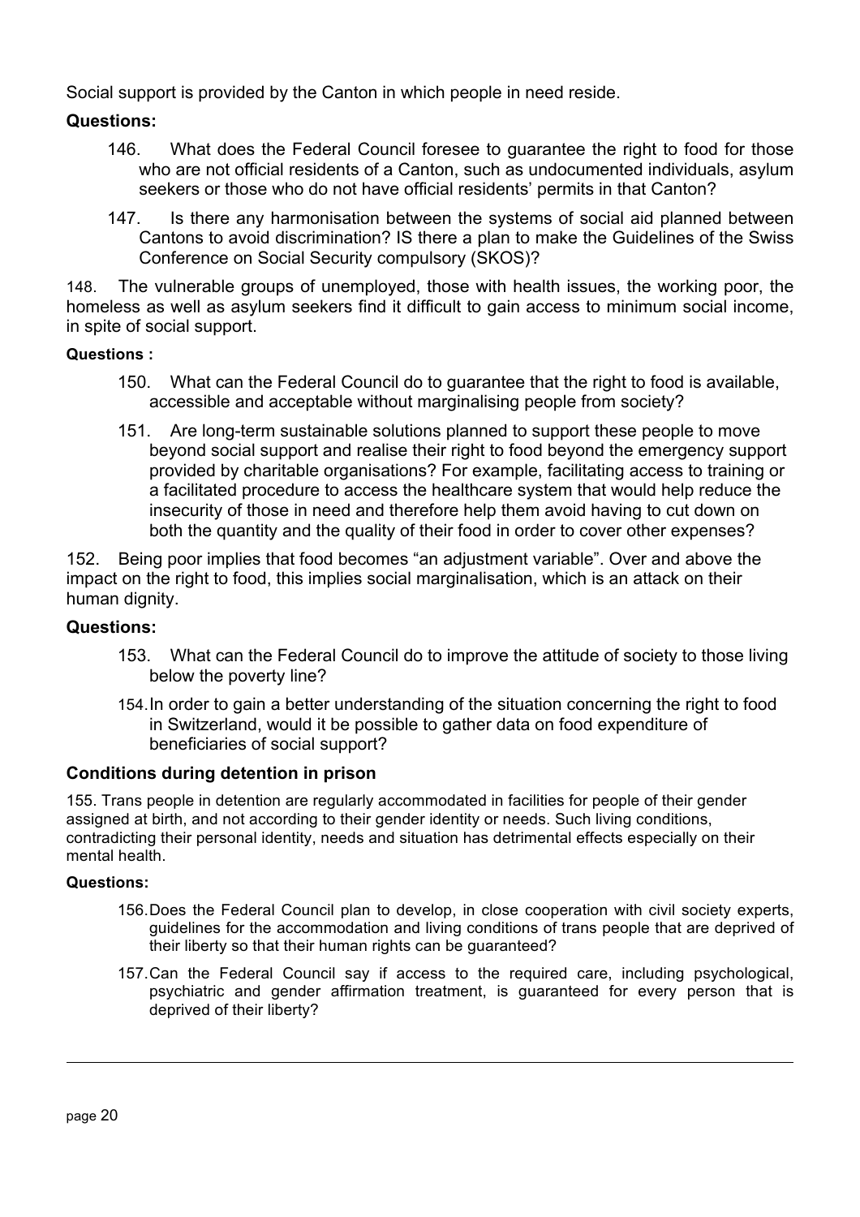Social support is provided by the Canton in which people in need reside.

**Questions:**

146. What does the Federal Council foresee to guarantee the right to food for those who are not official residents of a Canton, such as undocumented individuals, asylum seekers or those who do not have official residents' permits in that Canton?

147. Is there any harmonisation between the systems of social aid planned between Cantons to avoid discrimination? IS there a plan to make the Guidelines of the Swiss Conference on Social Security compulsory (SKOS)?

148. The vulnerable groups of unemployed, those with health issues, the working poor, the homeless as well as asylum seekers find it difficult to gain access to minimum social income, in spite of social support.

**Questions :**

150. What can the Federal Council do to guarantee that the right to food is available, accessible and acceptable without marginalising people from society?

151. Are long-term sustainable solutions planned to support these people to move beyond social support and realise their right to food beyond the emergency support provided by charitable organisations? For example, facilitating access to training or a facilitated procedure to access the healthcare system that would help reduce the insecurity of those in need and therefore help them avoid having to cut down on both the quantity and the quality of their food in order to cover other expenses?

152. Being poor implies that food becomes "an adjustment variable". Over and above the impact on the right to food, this implies social marginalisation, which is an attack on their human dignity.

**Questions:**

153. What can the Federal Council do to improve the attitude of society to those living below the poverty line?

154. In order to gain a better understanding of the situation concerning the right to food in Switzerland, would it be possible to gather data on food expenditure of beneficiaries of social support?

### Conditions during detention in prison

155. Trans people in detention are regularly accommodated in facilities for people of their gender assigned at birth, and not according to their gender identity or needs. Such living conditions, contradicting their personal identity, needs and situation has detrimental effects especially on their mental health.

**Questions:**

156. Does the Federal Council plan to develop, in close cooperation with civil society experts, guidelines for the accommodation and living conditions of trans people that are deprived of their liberty so that their human rights can be guaranteed?

157. Can the Federal Council say if access to the required care, including psychological, psychiatric and gender affirmation treatment, is guaranteed for every person that is deprived of their liberty?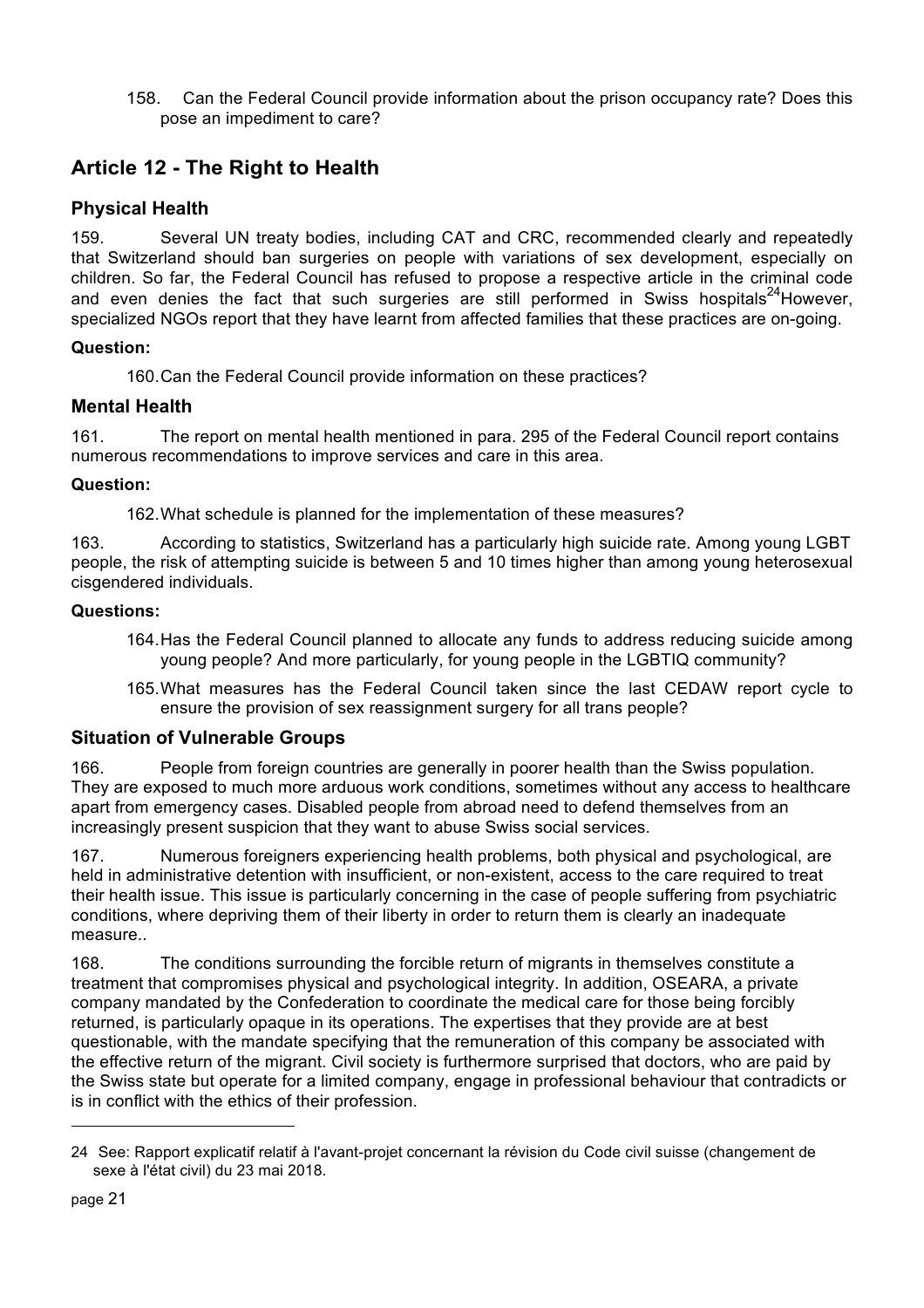158. Can the Federal Council provide information about the prison occupancy rate? Does this pose an impediment to care?

## Article 12 - The Right to Health

### Physical Health

159. Several UN treaty bodies, including CAT and CRC, recommended clearly and repeatedly that Switzerland should ban surgeries on people with variations of sex development, especially on children. So far, the Federal Council has refused to propose a respective article in the criminal code and even denies the fact that such surgeries are still performed in Swiss hospitals[24]However, specialized NGOs report that they have learnt from affected families that these practices are on-going.

**Question:**

160. Can the Federal Council provide information on these practices?

### Mental Health

161. The report on mental health mentioned in para. 295 of the Federal Council report contains numerous recommendations to improve services and care in this area.

**Question:**

162. What schedule is planned for the implementation of these measures?

163. According to statistics, Switzerland has a particularly high suicide rate. Among young LGBT people, the risk of attempting suicide is between 5 and 10 times higher than among young heterosexual cisgendered individuals.

**Questions:**

164. Has the Federal Council planned to allocate any funds to address reducing suicide among young people? And more particularly, for young people in the LGBTIQ community?

165. What measures has the Federal Council taken since the last CEDAW report cycle to ensure the provision of sex reassignment surgery for all trans people?

### Situation of Vulnerable Groups

166. People from foreign countries are generally in poorer health than the Swiss population. They are exposed to much more arduous work conditions, sometimes without any access to healthcare apart from emergency cases. Disabled people from abroad need to defend themselves from an increasingly present suspicion that they want to abuse Swiss social services.

167. Numerous foreigners experiencing health problems, both physical and psychological, are held in administrative detention with insufficient, or non-existent, access to the care required to treat their health issue. This issue is particularly concerning in the case of people suffering from psychiatric conditions, where depriving them of their liberty in order to return them is clearly an inadequate measure..

168. The conditions surrounding the forcible return of migrants in themselves constitute a treatment that compromises physical and psychological integrity. In addition, OSEARA, a private company mandated by the Confederation to coordinate the medical care for those being forcibly returned, is particularly opaque in its operations. The expertises that they provide are at best questionable, with the mandate specifying that the remuneration of this company be associated with the effective return of the migrant. Civil society is furthermore surprised that doctors, who are paid by the Swiss state but operate for a limited company, engage in professional behaviour that contradicts or is in conflict with the ethics of their profession.

---

24 See: Rapport explicatif relatif à l'avant-projet concernant la révision du Code civil suisse (changement de sexe à l'état civil) du 23 mai 2018.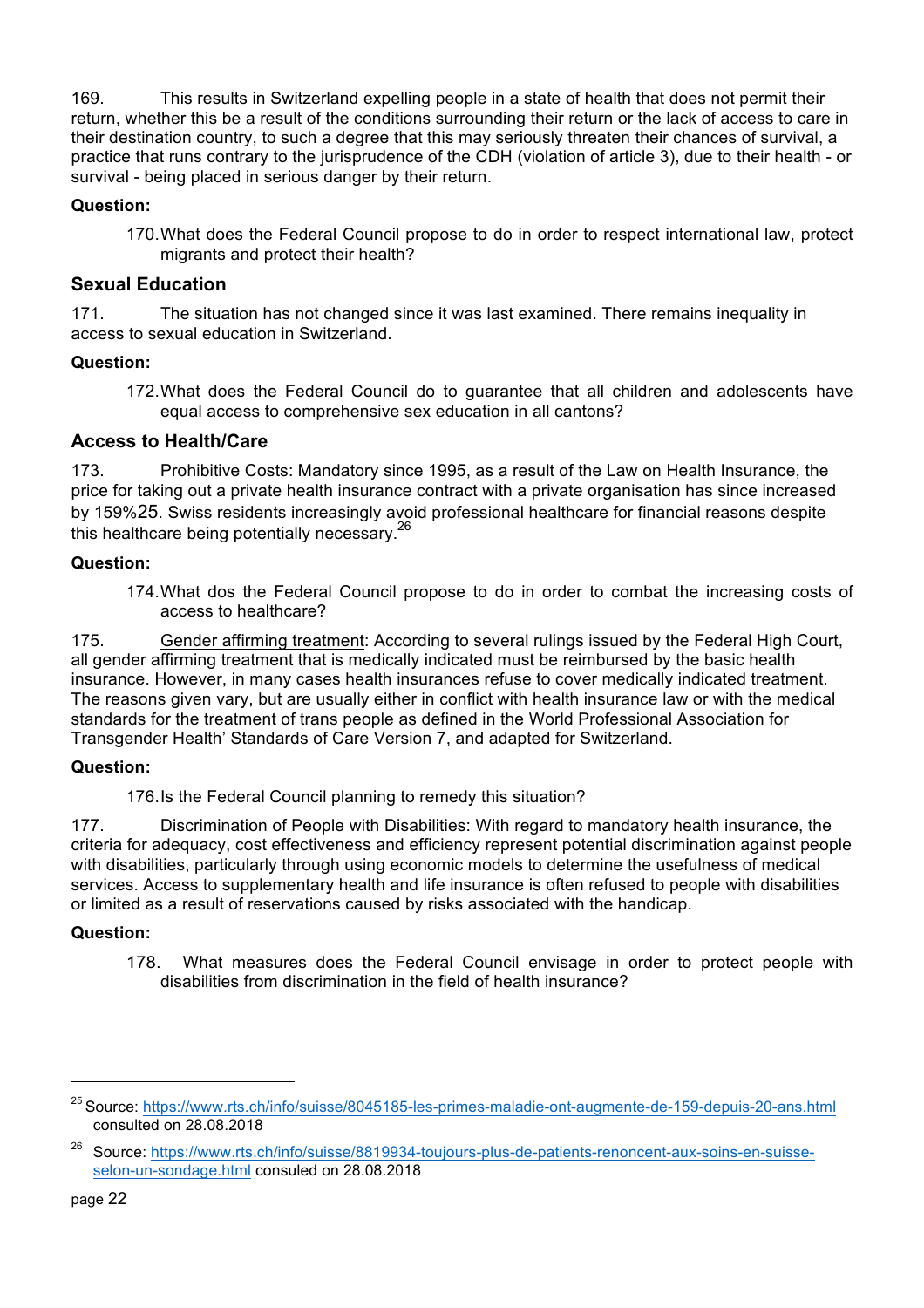169. This results in Switzerland expelling people in a state of health that does not permit their return, whether this be a result of the conditions surrounding their return or the lack of access to care in their destination country, to such a degree that this may seriously threaten their chances of survival, a practice that runs contrary to the jurisprudence of the CDH (violation of article 3), due to their health - or survival - being placed in serious danger by their return.

**Question:**

170. What does the Federal Council propose to do in order to respect international law, protect migrants and protect their health?

## Sexual Education

171. The situation has not changed since it was last examined. There remains inequality in access to sexual education in Switzerland.

**Question:**

172. What does the Federal Council do to guarantee that all children and adolescents have equal access to comprehensive sex education in all cantons?

## Access to Health/Care

173. Prohibitive Costs: Mandatory since 1995, as a result of the Law on Health Insurance, the price for taking out a private health insurance contract with a private organisation has since increased by 159%[25]. Swiss residents increasingly avoid professional healthcare for financial reasons despite this healthcare being potentially necessary.[26]

**Question:**

174. What dos the Federal Council propose to do in order to combat the increasing costs of access to healthcare?

175. Gender affirming treatment: According to several rulings issued by the Federal High Court, all gender affirming treatment that is medically indicated must be reimbursed by the basic health insurance. However, in many cases health insurances refuse to cover medically indicated treatment. The reasons given vary, but are usually either in conflict with health insurance law or with the medical standards for the treatment of trans people as defined in the World Professional Association for Transgender Health' Standards of Care Version 7, and adapted for Switzerland.

**Question:**

176. Is the Federal Council planning to remedy this situation?

177. Discrimination of People with Disabilities: With regard to mandatory health insurance, the criteria for adequacy, cost effectiveness and efficiency represent potential discrimination against people with disabilities, particularly through using economic models to determine the usefulness of medical services. Access to supplementary health and life insurance is often refused to people with disabilities or limited as a result of reservations caused by risks associated with the handicap.

**Question:**

178. What measures does the Federal Council envisage in order to protect people with disabilities from discrimination in the field of health insurance?

---

[25] Source: https://www.rts.ch/info/suisse/8045185-les-primes-maladie-ont-augmente-de-159-depuis-20-ans.html consulted on 28.08.2018

[26] Source: https://www.rts.ch/info/suisse/8819934-toujours-plus-de-patients-renoncent-aux-soins-en-suisse-selon-un-sondage.html consuled on 28.08.2018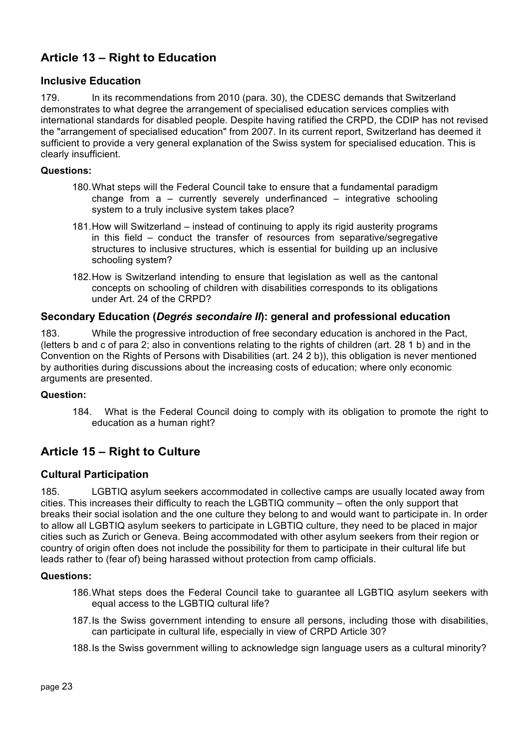## Article 13 – Right to Education

### Inclusive Education

179. In its recommendations from 2010 (para. 30), the CDESC demands that Switzerland demonstrates to what degree the arrangement of specialised education services complies with international standards for disabled people. Despite having ratified the CRPD, the CDIP has not revised the "arrangement of specialised education" from 2007. In its current report, Switzerland has deemed it sufficient to provide a very general explanation of the Swiss system for specialised education. This is clearly insufficient.

**Questions:**

180. What steps will the Federal Council take to ensure that a fundamental paradigm change from a – currently severely underfinanced – integrative schooling system to a truly inclusive system takes place?

181. How will Switzerland – instead of continuing to apply its rigid austerity programs in this field – conduct the transfer of resources from separative/segregative structures to inclusive structures, which is essential for building up an inclusive schooling system?

182. How is Switzerland intending to ensure that legislation as well as the cantonal concepts on schooling of children with disabilities corresponds to its obligations under Art. 24 of the CRPD?

### Secondary Education (*Degrés secondaire II*): general and professional education

183. While the progressive introduction of free secondary education is anchored in the Pact, (letters b and c of para 2; also in conventions relating to the rights of children (art. 28 1 b) and in the Convention on the Rights of Persons with Disabilities (art. 24 2 b)), this obligation is never mentioned by authorities during discussions about the increasing costs of education; where only economic arguments are presented.

**Question:**

184. What is the Federal Council doing to comply with its obligation to promote the right to education as a human right?

## Article 15 – Right to Culture

### Cultural Participation

185. LGBTIQ asylum seekers accommodated in collective camps are usually located away from cities. This increases their difficulty to reach the LGBTIQ community – often the only support that breaks their social isolation and the one culture they belong to and would want to participate in. In order to allow all LGBTIQ asylum seekers to participate in LGBTIQ culture, they need to be placed in major cities such as Zurich or Geneva. Being accommodated with other asylum seekers from their region or country of origin often does not include the possibility for them to participate in their cultural life but leads rather to (fear of) being harassed without protection from camp officials.

**Questions:**

186. What steps does the Federal Council take to guarantee all LGBTIQ asylum seekers with equal access to the LGBTIQ cultural life?

187. Is the Swiss government intending to ensure all persons, including those with disabilities, can participate in cultural life, especially in view of CRPD Article 30?

188. Is the Swiss government willing to acknowledge sign language users as a cultural minority?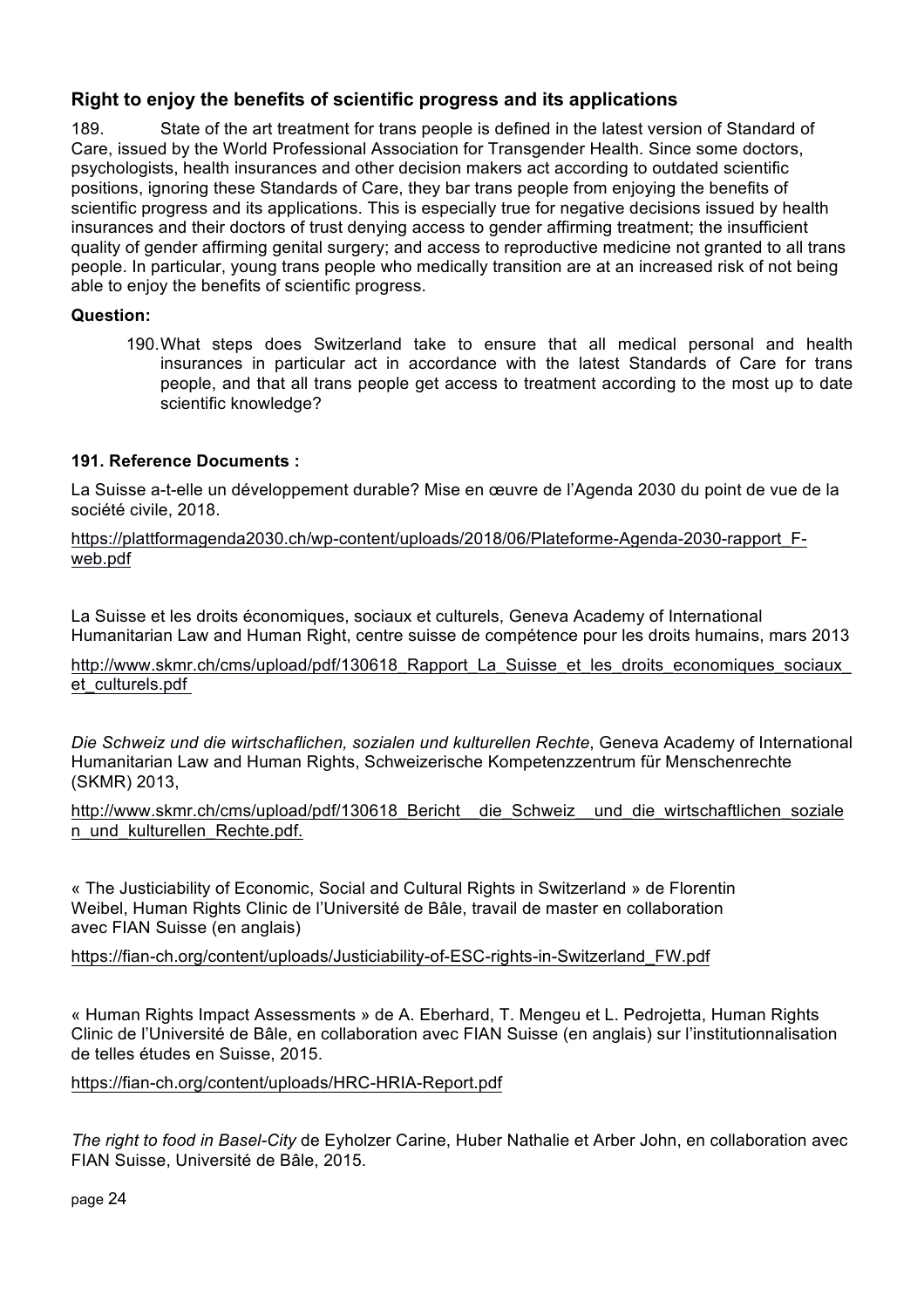## Right to enjoy the benefits of scientific progress and its applications

189. State of the art treatment for trans people is defined in the latest version of Standard of Care, issued by the World Professional Association for Transgender Health. Since some doctors, psychologists, health insurances and other decision makers act according to outdated scientific positions, ignoring these Standards of Care, they bar trans people from enjoying the benefits of scientific progress and its applications. This is especially true for negative decisions issued by health insurances and their doctors of trust denying access to gender affirming treatment; the insufficient quality of gender affirming genital surgery; and access to reproductive medicine not granted to all trans people. In particular, young trans people who medically transition are at an increased risk of not being able to enjoy the benefits of scientific progress.

**Question:**

190. What steps does Switzerland take to ensure that all medical personal and health insurances in particular act in accordance with the latest Standards of Care for trans people, and that all trans people get access to treatment according to the most up to date scientific knowledge?

**191. Reference Documents :**

La Suisse a-t-elle un développement durable? Mise en œuvre de l'Agenda 2030 du point de vue de la société civile, 2018.

https://plattformagenda2030.ch/wp-content/uploads/2018/06/Plateforme-Agenda-2030-rapport_F-web.pdf

La Suisse et les droits économiques, sociaux et culturels, Geneva Academy of International Humanitarian Law and Human Right, centre suisse de compétence pour les droits humains, mars 2013

http://www.skmr.ch/cms/upload/pdf/130618_Rapport_La_Suisse_et_les_droits_economiques_sociaux_et_culturels.pdf

*Die Schweiz und die wirtschaflichen, sozialen und kulturellen Rechte*, Geneva Academy of International Humanitarian Law and Human Rights, Schweizerische Kompetenzzentrum für Menschenrechte (SKMR) 2013,

http://www.skmr.ch/cms/upload/pdf/130618_Bericht__die_Schweiz__und_die_wirtschaftlichen_sozialen_und_kulturellen_Rechte.pdf.

« The Justiciability of Economic, Social and Cultural Rights in Switzerland » de Florentin Weibel, Human Rights Clinic de l'Université de Bâle, travail de master en collaboration avec FIAN Suisse (en anglais)

https://fian-ch.org/content/uploads/Justiciability-of-ESC-rights-in-Switzerland_FW.pdf

« Human Rights Impact Assessments » de A. Eberhard, T. Mengeu et L. Pedrojetta, Human Rights Clinic de l'Université de Bâle, en collaboration avec FIAN Suisse (en anglais) sur l'institutionnalisation de telles études en Suisse, 2015.

https://fian-ch.org/content/uploads/HRC-HRIA-Report.pdf

*The right to food in Basel-City* de Eyholzer Carine, Huber Nathalie et Arber John, en collaboration avec FIAN Suisse, Université de Bâle, 2015.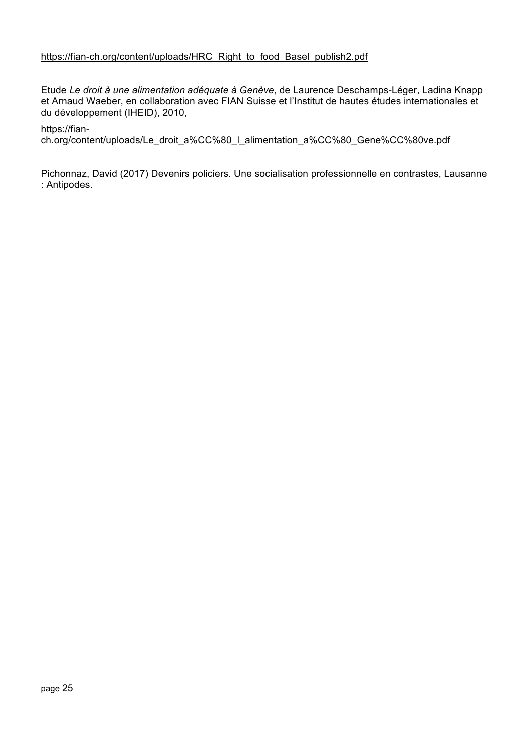https://fian-ch.org/content/uploads/HRC_Right_to_food_Basel_publish2.pdf

Etude *Le droit à une alimentation adéquate à Genève*, de Laurence Deschamps-Léger, Ladina Knapp et Arnaud Waeber, en collaboration avec FIAN Suisse et l'Institut de hautes études internationales et du développement (IHEID), 2010,

https://fian-ch.org/content/uploads/Le_droit_a%CC%80_l_alimentation_a%CC%80_Gene%CC%80ve.pdf

Pichonnaz, David (2017) Devenirs policiers. Une socialisation professionnelle en contrastes, Lausanne : Antipodes.